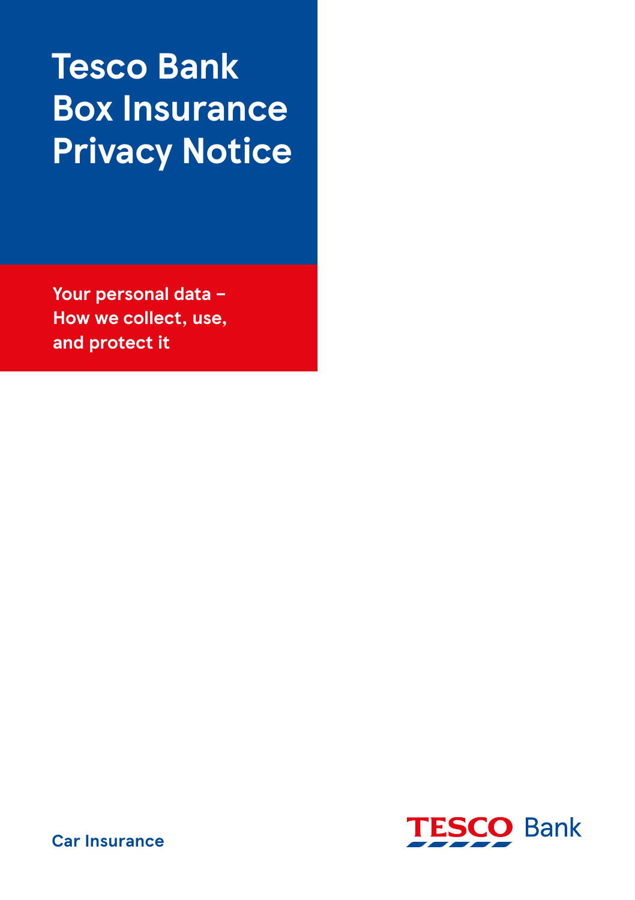# Tesco Bank Box Insurance Privacy Notice

**Your personal data – How we collect, use, and protect it**

Car Insurance

TESCO Bank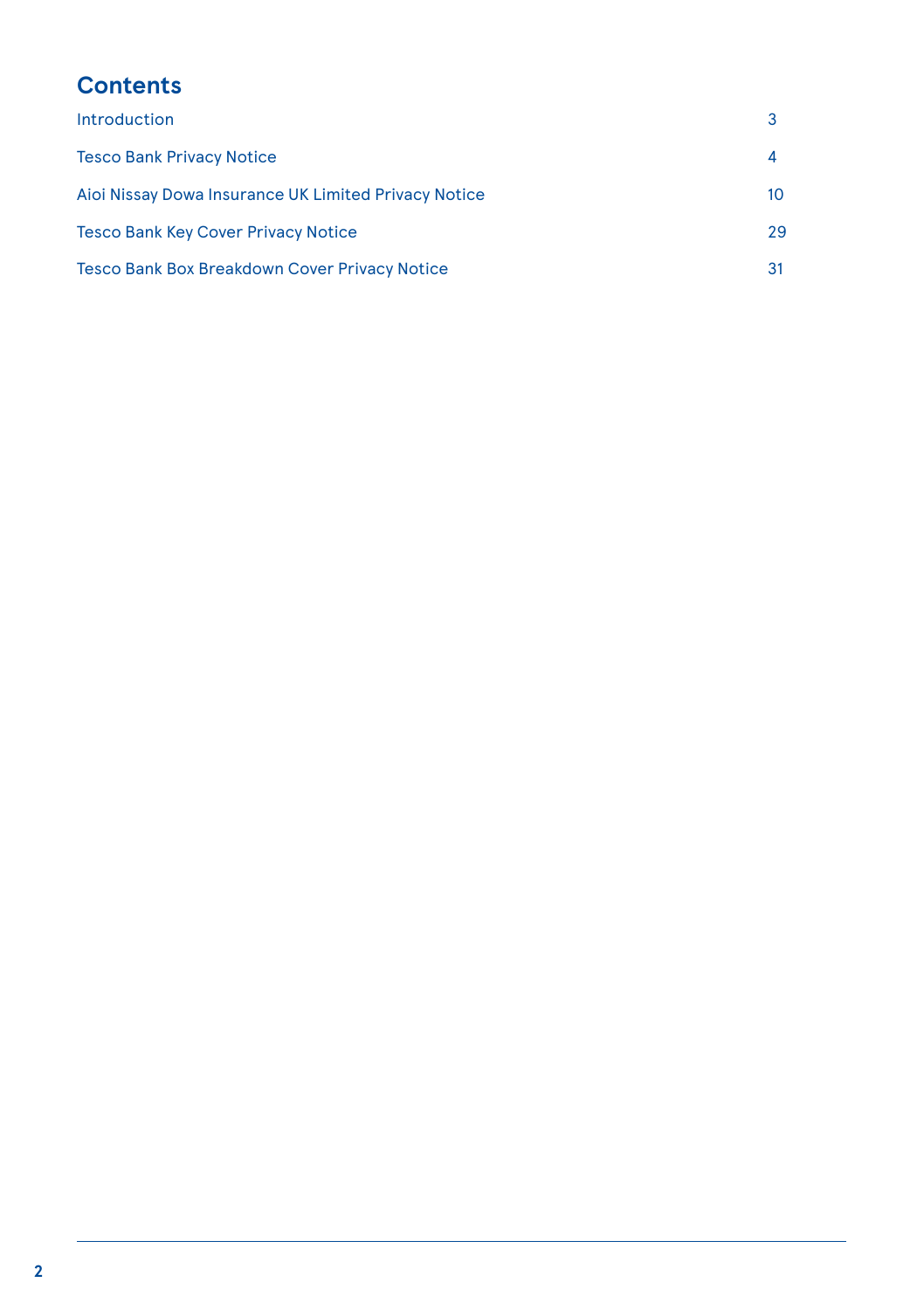## Contents

| | |
|---|---|
| Introduction | 3 |
| Tesco Bank Privacy Notice | 4 |
| Aioi Nissay Dowa Insurance UK Limited Privacy Notice | 10 |
| Tesco Bank Key Cover Privacy Notice | 29 |
| Tesco Bank Box Breakdown Cover Privacy Notice | 31 |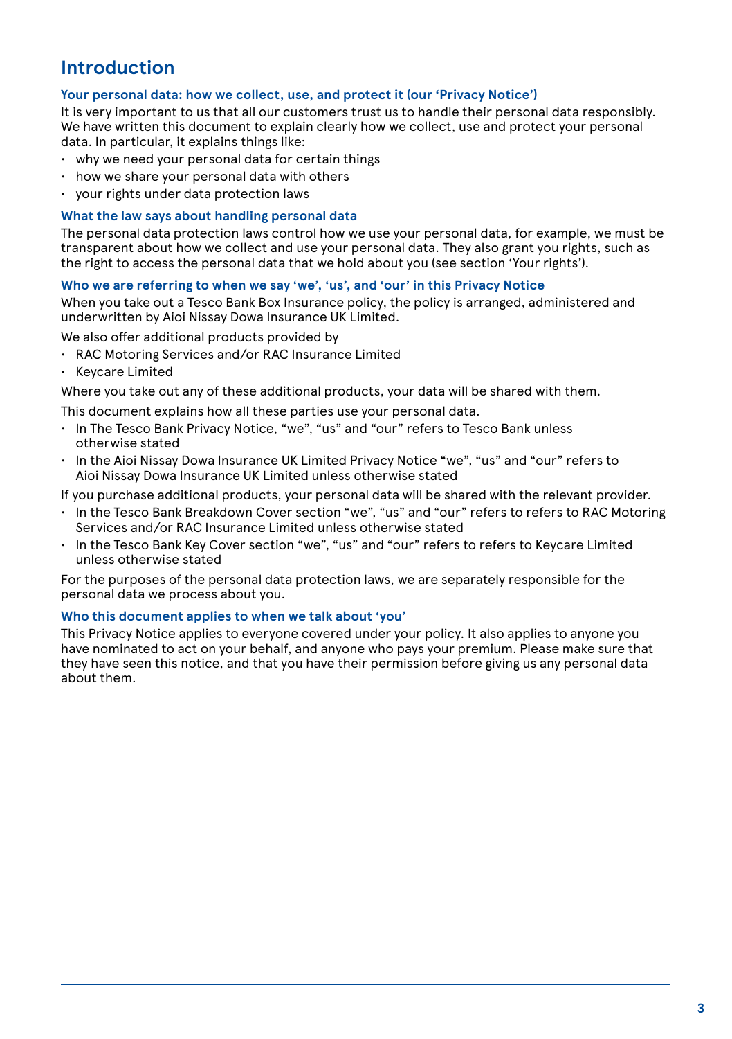# Introduction

### Your personal data: how we collect, use, and protect it (our 'Privacy Notice')

It is very important to us that all our customers trust us to handle their personal data responsibly. We have written this document to explain clearly how we collect, use and protect your personal data. In particular, it explains things like:

- why we need your personal data for certain things
- how we share your personal data with others
- your rights under data protection laws

### What the law says about handling personal data

The personal data protection laws control how we use your personal data, for example, we must be transparent about how we collect and use your personal data. They also grant you rights, such as the right to access the personal data that we hold about you (see section 'Your rights').

### Who we are referring to when we say 'we', 'us', and 'our' in this Privacy Notice

When you take out a Tesco Bank Box Insurance policy, the policy is arranged, administered and underwritten by Aioi Nissay Dowa Insurance UK Limited.

We also offer additional products provided by

- RAC Motoring Services and/or RAC Insurance Limited
- Keycare Limited

Where you take out any of these additional products, your data will be shared with them.

This document explains how all these parties use your personal data.

- In The Tesco Bank Privacy Notice, "we", "us" and "our" refers to Tesco Bank unless otherwise stated
- In the Aioi Nissay Dowa Insurance UK Limited Privacy Notice "we", "us" and "our" refers to Aioi Nissay Dowa Insurance UK Limited unless otherwise stated

If you purchase additional products, your personal data will be shared with the relevant provider.

- In the Tesco Bank Breakdown Cover section "we", "us" and "our" refers to refers to RAC Motoring Services and/or RAC Insurance Limited unless otherwise stated
- In the Tesco Bank Key Cover section "we", "us" and "our" refers to refers to Keycare Limited unless otherwise stated

For the purposes of the personal data protection laws, we are separately responsible for the personal data we process about you.

### Who this document applies to when we talk about 'you'

This Privacy Notice applies to everyone covered under your policy. It also applies to anyone you have nominated to act on your behalf, and anyone who pays your premium. Please make sure that they have seen this notice, and that you have their permission before giving us any personal data about them.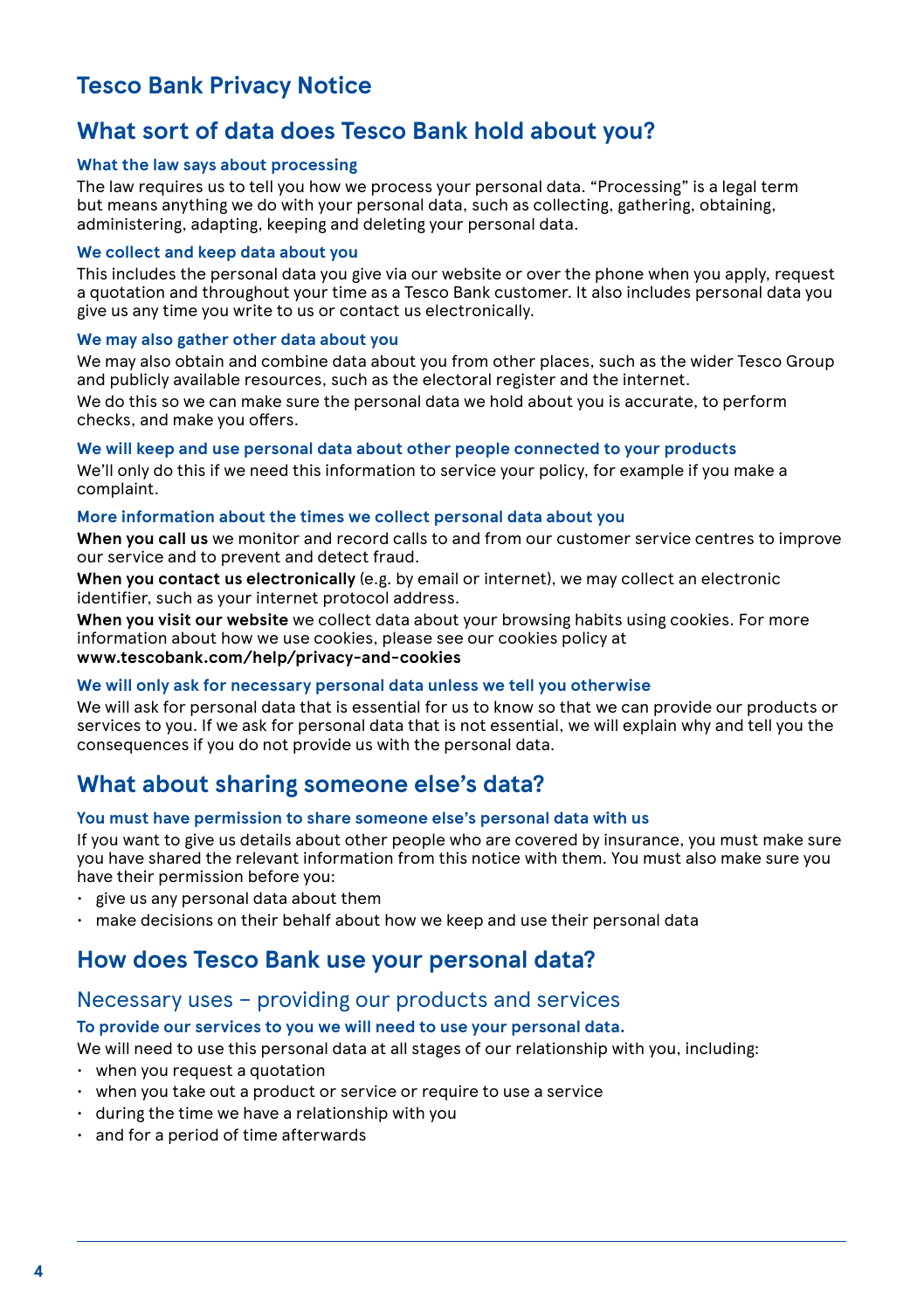# Tesco Bank Privacy Notice

## What sort of data does Tesco Bank hold about you?

### What the law says about processing

The law requires us to tell you how we process your personal data. "Processing" is a legal term but means anything we do with your personal data, such as collecting, gathering, obtaining, administering, adapting, keeping and deleting your personal data.

### We collect and keep data about you

This includes the personal data you give via our website or over the phone when you apply, request a quotation and throughout your time as a Tesco Bank customer. It also includes personal data you give us any time you write to us or contact us electronically.

### We may also gather other data about you

We may also obtain and combine data about you from other places, such as the wider Tesco Group and publicly available resources, such as the electoral register and the internet.

We do this so we can make sure the personal data we hold about you is accurate, to perform checks, and make you offers.

### We will keep and use personal data about other people connected to your products

We'll only do this if we need this information to service your policy, for example if you make a complaint.

### More information about the times we collect personal data about you

**When you call us** we monitor and record calls to and from our customer service centres to improve our service and to prevent and detect fraud.

**When you contact us electronically** (e.g. by email or internet), we may collect an electronic identifier, such as your internet protocol address.

**When you visit our website** we collect data about your browsing habits using cookies. For more information about how we use cookies, please see our cookies policy at **www.tescobank.com/help/privacy-and-cookies**

### We will only ask for necessary personal data unless we tell you otherwise

We will ask for personal data that is essential for us to know so that we can provide our products or services to you. If we ask for personal data that is not essential, we will explain why and tell you the consequences if you do not provide us with the personal data.

## What about sharing someone else's data?

### You must have permission to share someone else's personal data with us

If you want to give us details about other people who are covered by insurance, you must make sure you have shared the relevant information from this notice with them. You must also make sure you have their permission before you:

- give us any personal data about them
- make decisions on their behalf about how we keep and use their personal data

## How does Tesco Bank use your personal data?

### Necessary uses – providing our products and services

**To provide our services to you we will need to use your personal data.**

We will need to use this personal data at all stages of our relationship with you, including:

- when you request a quotation
- when you take out a product or service or require to use a service
- during the time we have a relationship with you
- and for a period of time afterwards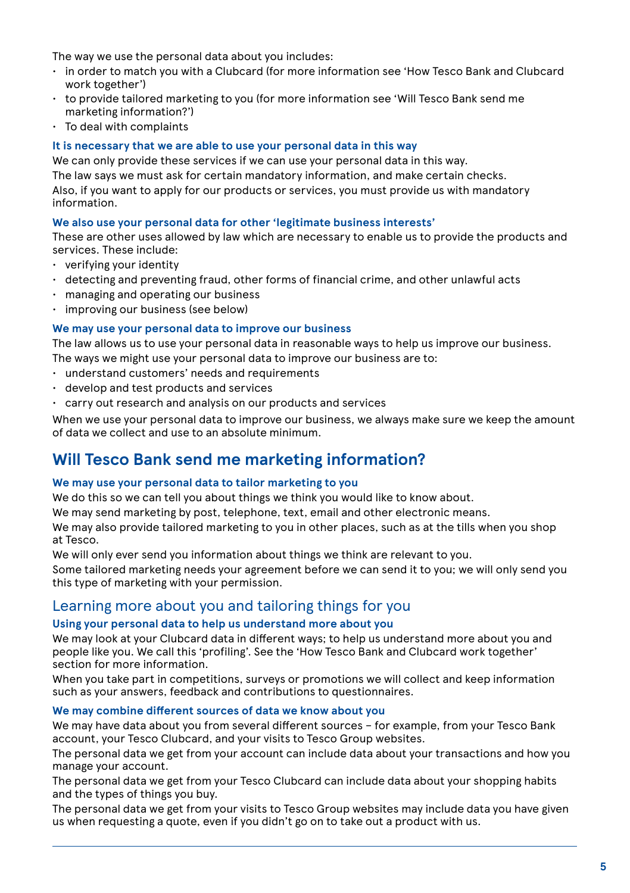The way we use the personal data about you includes:

- in order to match you with a Clubcard (for more information see 'How Tesco Bank and Clubcard work together')
- to provide tailored marketing to you (for more information see 'Will Tesco Bank send me marketing information?')
- To deal with complaints

### It is necessary that we are able to use your personal data in this way

We can only provide these services if we can use your personal data in this way.

The law says we must ask for certain mandatory information, and make certain checks.

Also, if you want to apply for our products or services, you must provide us with mandatory information.

### We also use your personal data for other 'legitimate business interests'

These are other uses allowed by law which are necessary to enable us to provide the products and services. These include:

- verifying your identity
- detecting and preventing fraud, other forms of financial crime, and other unlawful acts
- managing and operating our business
- improving our business (see below)

### We may use your personal data to improve our business

The law allows us to use your personal data in reasonable ways to help us improve our business.

The ways we might use your personal data to improve our business are to:

- understand customers' needs and requirements
- develop and test products and services
- carry out research and analysis on our products and services

When we use your personal data to improve our business, we always make sure we keep the amount of data we collect and use to an absolute minimum.

## Will Tesco Bank send me marketing information?

### We may use your personal data to tailor marketing to you

We do this so we can tell you about things we think you would like to know about.

We may send marketing by post, telephone, text, email and other electronic means.

We may also provide tailored marketing to you in other places, such as at the tills when you shop at Tesco.

We will only ever send you information about things we think are relevant to you.

Some tailored marketing needs your agreement before we can send it to you; we will only send you this type of marketing with your permission.

## Learning more about you and tailoring things for you

### Using your personal data to help us understand more about you

We may look at your Clubcard data in different ways; to help us understand more about you and people like you. We call this 'profiling'. See the 'How Tesco Bank and Clubcard work together' section for more information.

When you take part in competitions, surveys or promotions we will collect and keep information such as your answers, feedback and contributions to questionnaires.

### We may combine different sources of data we know about you

We may have data about you from several different sources – for example, from your Tesco Bank account, your Tesco Clubcard, and your visits to Tesco Group websites.

The personal data we get from your account can include data about your transactions and how you manage your account.

The personal data we get from your Tesco Clubcard can include data about your shopping habits and the types of things you buy.

The personal data we get from your visits to Tesco Group websites may include data you have given us when requesting a quote, even if you didn't go on to take out a product with us.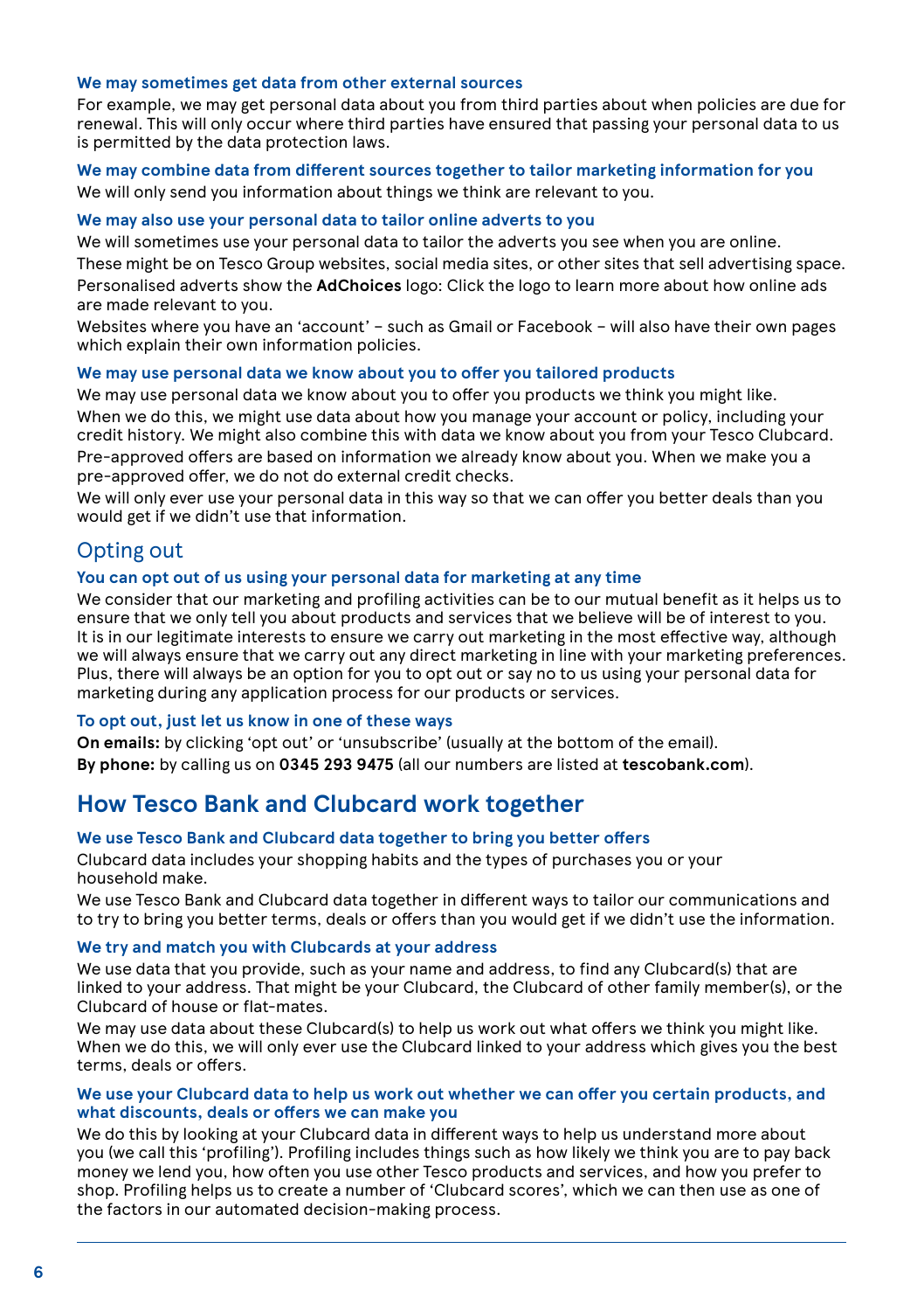### We may sometimes get data from other external sources

For example, we may get personal data about you from third parties about when policies are due for renewal. This will only occur where third parties have ensured that passing your personal data to us is permitted by the data protection laws.

### We may combine data from different sources together to tailor marketing information for you

We will only send you information about things we think are relevant to you.

### We may also use your personal data to tailor online adverts to you

We will sometimes use your personal data to tailor the adverts you see when you are online.

These might be on Tesco Group websites, social media sites, or other sites that sell advertising space.

Personalised adverts show the **AdChoices** logo: Click the logo to learn more about how online ads are made relevant to you.

Websites where you have an 'account' – such as Gmail or Facebook – will also have their own pages which explain their own information policies.

### We may use personal data we know about you to offer you tailored products

We may use personal data we know about you to offer you products we think you might like.

When we do this, we might use data about how you manage your account or policy, including your credit history. We might also combine this with data we know about you from your Tesco Clubcard.

Pre-approved offers are based on information we already know about you. When we make you a pre-approved offer, we do not do external credit checks.

We will only ever use your personal data in this way so that we can offer you better deals than you would get if we didn't use that information.

## Opting out

### You can opt out of us using your personal data for marketing at any time

We consider that our marketing and profiling activities can be to our mutual benefit as it helps us to ensure that we only tell you about products and services that we believe will be of interest to you. It is in our legitimate interests to ensure we carry out marketing in the most effective way, although we will always ensure that we carry out any direct marketing in line with your marketing preferences. Plus, there will always be an option for you to opt out or say no to us using your personal data for marketing during any application process for our products or services.

### To opt out, just let us know in one of these ways

**On emails:** by clicking 'opt out' or 'unsubscribe' (usually at the bottom of the email).

**By phone:** by calling us on **0345 293 9475** (all our numbers are listed at **tescobank.com**).

## How Tesco Bank and Clubcard work together

### We use Tesco Bank and Clubcard data together to bring you better offers

Clubcard data includes your shopping habits and the types of purchases you or your household make.

We use Tesco Bank and Clubcard data together in different ways to tailor our communications and to try to bring you better terms, deals or offers than you would get if we didn't use the information.

### We try and match you with Clubcards at your address

We use data that you provide, such as your name and address, to find any Clubcard(s) that are linked to your address. That might be your Clubcard, the Clubcard of other family member(s), or the Clubcard of house or flat-mates.

We may use data about these Clubcard(s) to help us work out what offers we think you might like. When we do this, we will only ever use the Clubcard linked to your address which gives you the best terms, deals or offers.

### We use your Clubcard data to help us work out whether we can offer you certain products, and what discounts, deals or offers we can make you

We do this by looking at your Clubcard data in different ways to help us understand more about you (we call this 'profiling'). Profiling includes things such as how likely we think you are to pay back money we lend you, how often you use other Tesco products and services, and how you prefer to shop. Profiling helps us to create a number of 'Clubcard scores', which we can then use as one of the factors in our automated decision-making process.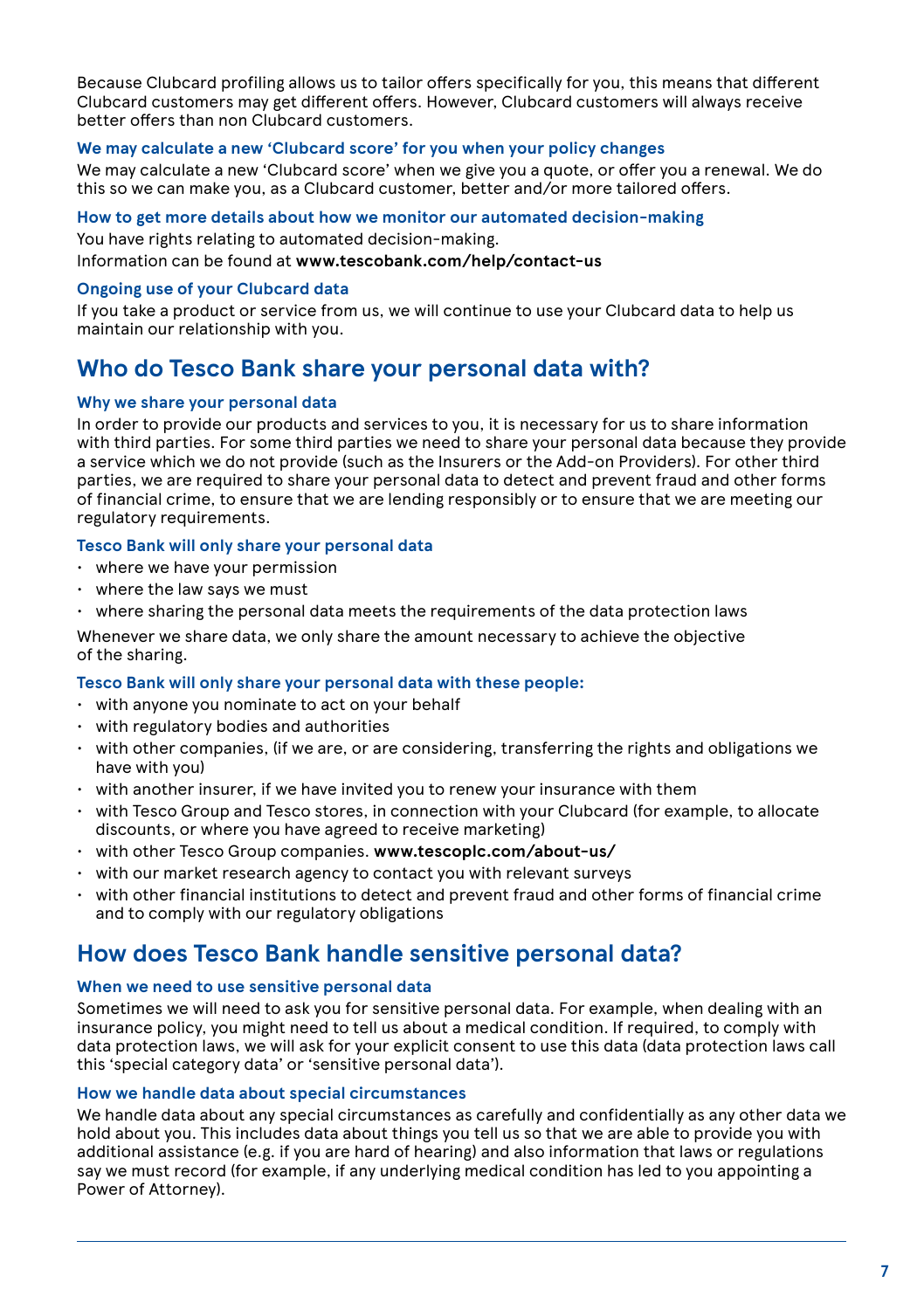Because Clubcard profiling allows us to tailor offers specifically for you, this means that different Clubcard customers may get different offers. However, Clubcard customers will always receive better offers than non Clubcard customers.

### We may calculate a new 'Clubcard score' for you when your policy changes

We may calculate a new 'Clubcard score' when we give you a quote, or offer you a renewal. We do this so we can make you, as a Clubcard customer, better and/or more tailored offers.

### How to get more details about how we monitor our automated decision-making

You have rights relating to automated decision-making.

Information can be found at **www.tescobank.com/help/contact-us**

### Ongoing use of your Clubcard data

If you take a product or service from us, we will continue to use your Clubcard data to help us maintain our relationship with you.

## Who do Tesco Bank share your personal data with?

### Why we share your personal data

In order to provide our products and services to you, it is necessary for us to share information with third parties. For some third parties we need to share your personal data because they provide a service which we do not provide (such as the Insurers or the Add-on Providers). For other third parties, we are required to share your personal data to detect and prevent fraud and other forms of financial crime, to ensure that we are lending responsibly or to ensure that we are meeting our regulatory requirements.

### Tesco Bank will only share your personal data

- where we have your permission
- where the law says we must
- where sharing the personal data meets the requirements of the data protection laws

Whenever we share data, we only share the amount necessary to achieve the objective of the sharing.

### Tesco Bank will only share your personal data with these people:

- with anyone you nominate to act on your behalf
- with regulatory bodies and authorities
- with other companies, (if we are, or are considering, transferring the rights and obligations we have with you)
- with another insurer, if we have invited you to renew your insurance with them
- with Tesco Group and Tesco stores, in connection with your Clubcard (for example, to allocate discounts, or where you have agreed to receive marketing)
- with other Tesco Group companies. **www.tescoplc.com/about-us/**
- with our market research agency to contact you with relevant surveys
- with other financial institutions to detect and prevent fraud and other forms of financial crime and to comply with our regulatory obligations

## How does Tesco Bank handle sensitive personal data?

### When we need to use sensitive personal data

Sometimes we will need to ask you for sensitive personal data. For example, when dealing with an insurance policy, you might need to tell us about a medical condition. If required, to comply with data protection laws, we will ask for your explicit consent to use this data (data protection laws call this 'special category data' or 'sensitive personal data').

### How we handle data about special circumstances

We handle data about any special circumstances as carefully and confidentially as any other data we hold about you. This includes data about things you tell us so that we are able to provide you with additional assistance (e.g. if you are hard of hearing) and also information that laws or regulations say we must record (for example, if any underlying medical condition has led to you appointing a Power of Attorney).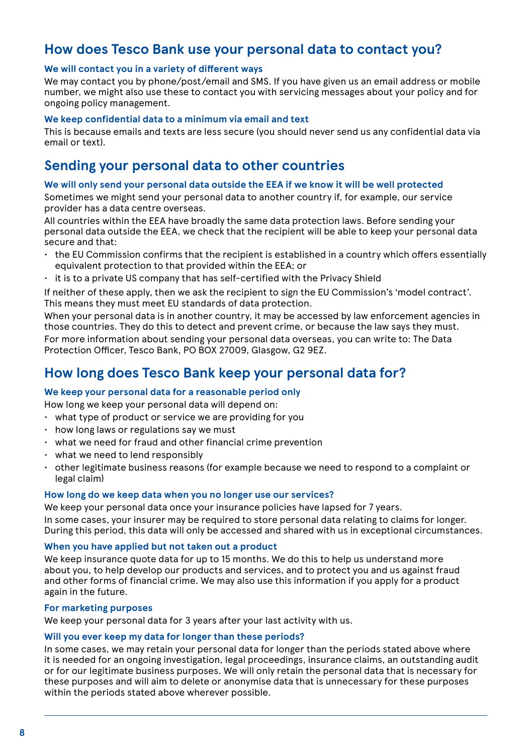## How does Tesco Bank use your personal data to contact you?

### We will contact you in a variety of different ways

We may contact you by phone/post/email and SMS. If you have given us an email address or mobile number, we might also use these to contact you with servicing messages about your policy and for ongoing policy management.

### We keep confidential data to a minimum via email and text

This is because emails and texts are less secure (you should never send us any confidential data via email or text).

## Sending your personal data to other countries

### We will only send your personal data outside the EEA if we know it will be well protected

Sometimes we might send your personal data to another country if, for example, our service provider has a data centre overseas.

All countries within the EEA have broadly the same data protection laws. Before sending your personal data outside the EEA, we check that the recipient will be able to keep your personal data secure and that:

- the EU Commission confirms that the recipient is established in a country which offers essentially equivalent protection to that provided within the EEA; or
- it is to a private US company that has self-certified with the Privacy Shield

If neither of these apply, then we ask the recipient to sign the EU Commission's 'model contract'. This means they must meet EU standards of data protection.

When your personal data is in another country, it may be accessed by law enforcement agencies in those countries. They do this to detect and prevent crime, or because the law says they must.

For more information about sending your personal data overseas, you can write to: The Data Protection Officer, Tesco Bank, PO BOX 27009, Glasgow, G2 9EZ.

## How long does Tesco Bank keep your personal data for?

### We keep your personal data for a reasonable period only

How long we keep your personal data will depend on:

- what type of product or service we are providing for you
- how long laws or regulations say we must
- what we need for fraud and other financial crime prevention
- what we need to lend responsibly
- other legitimate business reasons (for example because we need to respond to a complaint or legal claim)

### How long do we keep data when you no longer use our services?

We keep your personal data once your insurance policies have lapsed for 7 years.

In some cases, your insurer may be required to store personal data relating to claims for longer. During this period, this data will only be accessed and shared with us in exceptional circumstances.

### When you have applied but not taken out a product

We keep insurance quote data for up to 15 months. We do this to help us understand more about you, to help develop our products and services, and to protect you and us against fraud and other forms of financial crime. We may also use this information if you apply for a product again in the future.

### For marketing purposes

We keep your personal data for 3 years after your last activity with us.

### Will you ever keep my data for longer than these periods?

In some cases, we may retain your personal data for longer than the periods stated above where it is needed for an ongoing investigation, legal proceedings, insurance claims, an outstanding audit or for our legitimate business purposes. We will only retain the personal data that is necessary for these purposes and will aim to delete or anonymise data that is unnecessary for these purposes within the periods stated above wherever possible.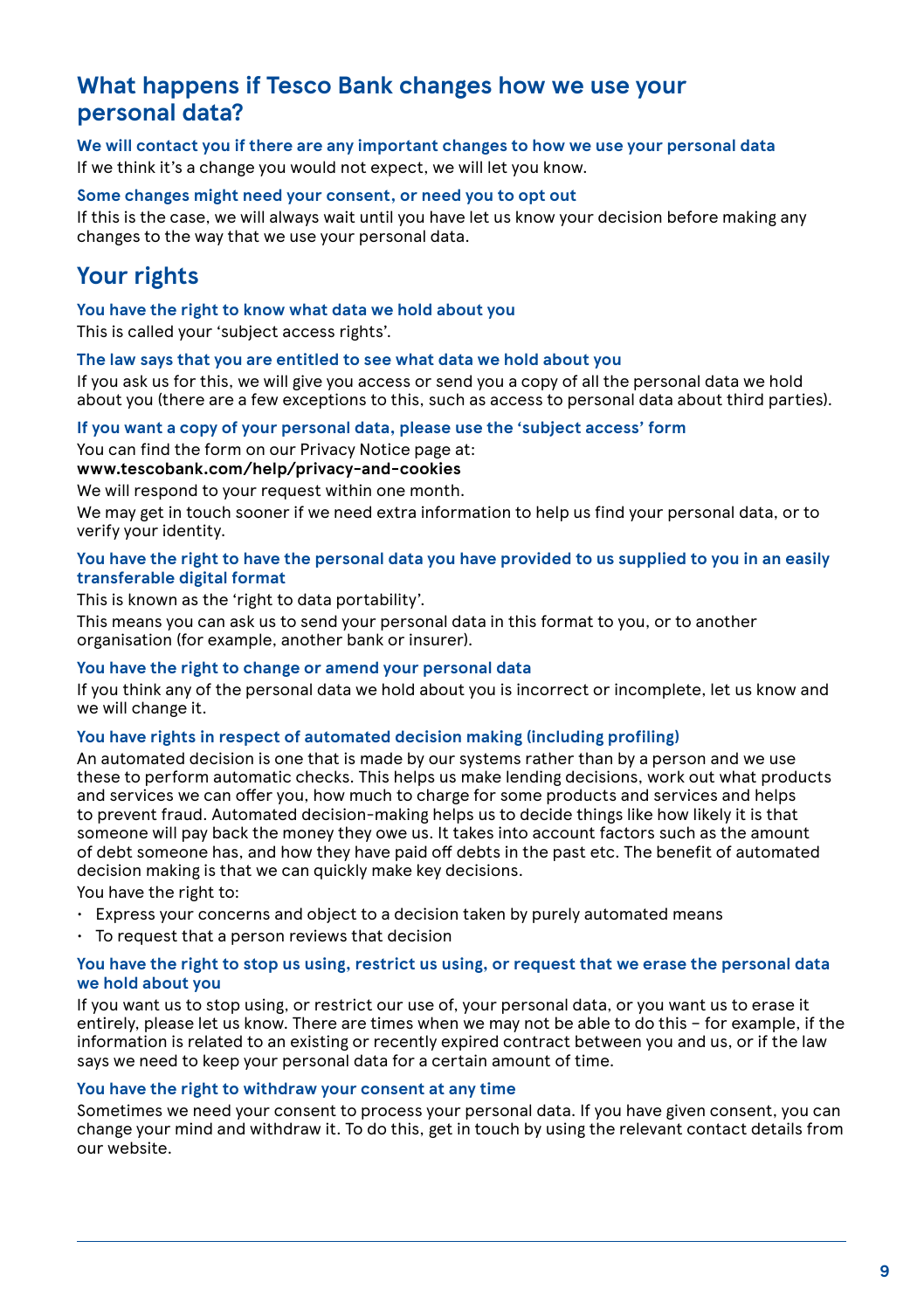## What happens if Tesco Bank changes how we use your personal data?

### We will contact you if there are any important changes to how we use your personal data

If we think it's a change you would not expect, we will let you know.

### Some changes might need your consent, or need you to opt out

If this is the case, we will always wait until you have let us know your decision before making any changes to the way that we use your personal data.

## Your rights

### You have the right to know what data we hold about you

This is called your 'subject access rights'.

### The law says that you are entitled to see what data we hold about you

If you ask us for this, we will give you access or send you a copy of all the personal data we hold about you (there are a few exceptions to this, such as access to personal data about third parties).

### If you want a copy of your personal data, please use the 'subject access' form

You can find the form on our Privacy Notice page at:
**www.tescobank.com/help/privacy-and-cookies**

We will respond to your request within one month.

We may get in touch sooner if we need extra information to help us find your personal data, or to verify your identity.

### You have the right to have the personal data you have provided to us supplied to you in an easily transferable digital format

This is known as the 'right to data portability'.

This means you can ask us to send your personal data in this format to you, or to another organisation (for example, another bank or insurer).

### You have the right to change or amend your personal data

If you think any of the personal data we hold about you is incorrect or incomplete, let us know and we will change it.

### You have rights in respect of automated decision making (including profiling)

An automated decision is one that is made by our systems rather than by a person and we use these to perform automatic checks. This helps us make lending decisions, work out what products and services we can offer you, how much to charge for some products and services and helps to prevent fraud. Automated decision-making helps us to decide things like how likely it is that someone will pay back the money they owe us. It takes into account factors such as the amount of debt someone has, and how they have paid off debts in the past etc. The benefit of automated decision making is that we can quickly make key decisions.

You have the right to:

- Express your concerns and object to a decision taken by purely automated means
- To request that a person reviews that decision

### You have the right to stop us using, restrict us using, or request that we erase the personal data we hold about you

If you want us to stop using, or restrict our use of, your personal data, or you want us to erase it entirely, please let us know. There are times when we may not be able to do this – for example, if the information is related to an existing or recently expired contract between you and us, or if the law says we need to keep your personal data for a certain amount of time.

### You have the right to withdraw your consent at any time

Sometimes we need your consent to process your personal data. If you have given consent, you can change your mind and withdraw it. To do this, get in touch by using the relevant contact details from our website.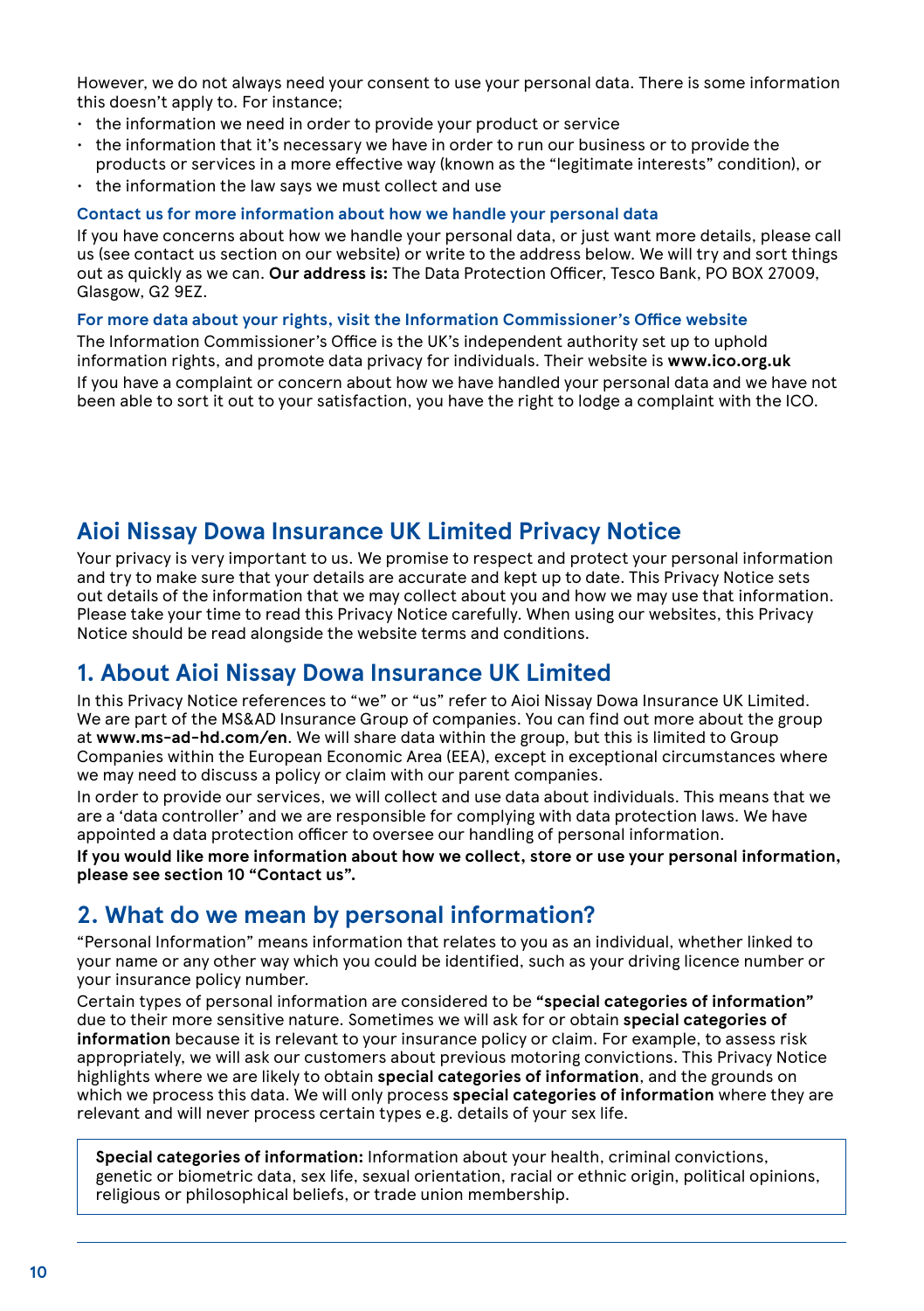However, we do not always need your consent to use your personal data. There is some information this doesn't apply to. For instance;

- the information we need in order to provide your product or service
- the information that it's necessary we have in order to run our business or to provide the products or services in a more effective way (known as the "legitimate interests" condition), or
- the information the law says we must collect and use

### Contact us for more information about how we handle your personal data

If you have concerns about how we handle your personal data, or just want more details, please call us (see contact us section on our website) or write to the address below. We will try and sort things out as quickly as we can. **Our address is:** The Data Protection Officer, Tesco Bank, PO BOX 27009, Glasgow, G2 9EZ.

### For more data about your rights, visit the Information Commissioner's Office website

The Information Commissioner's Office is the UK's independent authority set up to uphold information rights, and promote data privacy for individuals. Their website is **www.ico.org.uk**

If you have a complaint or concern about how we have handled your personal data and we have not been able to sort it out to your satisfaction, you have the right to lodge a complaint with the ICO.

# Aioi Nissay Dowa Insurance UK Limited Privacy Notice

Your privacy is very important to us. We promise to respect and protect your personal information and try to make sure that your details are accurate and kept up to date. This Privacy Notice sets out details of the information that we may collect about you and how we may use that information. Please take your time to read this Privacy Notice carefully. When using our websites, this Privacy Notice should be read alongside the website terms and conditions.

## 1. About Aioi Nissay Dowa Insurance UK Limited

In this Privacy Notice references to "we" or "us" refer to Aioi Nissay Dowa Insurance UK Limited. We are part of the MS&AD Insurance Group of companies. You can find out more about the group at **www.ms-ad-hd.com/en**. We will share data within the group, but this is limited to Group Companies within the European Economic Area (EEA), except in exceptional circumstances where we may need to discuss a policy or claim with our parent companies.

In order to provide our services, we will collect and use data about individuals. This means that we are a 'data controller' and we are responsible for complying with data protection laws. We have appointed a data protection officer to oversee our handling of personal information.

**If you would like more information about how we collect, store or use your personal information, please see section 10 "Contact us".**

## 2. What do we mean by personal information?

"Personal Information" means information that relates to you as an individual, whether linked to your name or any other way which you could be identified, such as your driving licence number or your insurance policy number.

Certain types of personal information are considered to be **"special categories of information"** due to their more sensitive nature. Sometimes we will ask for or obtain **special categories of information** because it is relevant to your insurance policy or claim. For example, to assess risk appropriately, we will ask our customers about previous motoring convictions. This Privacy Notice highlights where we are likely to obtain **special categories of information**, and the grounds on which we process this data. We will only process **special categories of information** where they are relevant and will never process certain types e.g. details of your sex life.

**Special categories of information:** Information about your health, criminal convictions, genetic or biometric data, sex life, sexual orientation, racial or ethnic origin, political opinions, religious or philosophical beliefs, or trade union membership.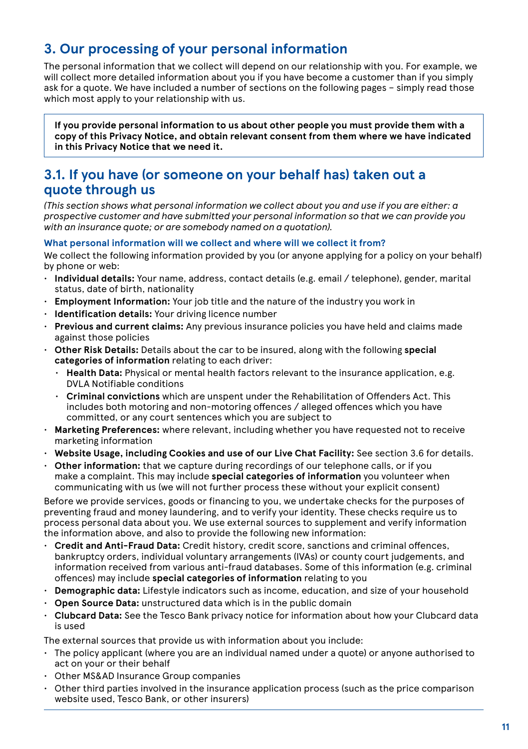## 3. Our processing of your personal information

The personal information that we collect will depend on our relationship with you. For example, we will collect more detailed information about you if you have become a customer than if you simply ask for a quote. We have included a number of sections on the following pages – simply read those which most apply to your relationship with us.

> **If you provide personal information to us about other people you must provide them with a copy of this Privacy Notice, and obtain relevant consent from them where we have indicated in this Privacy Notice that we need it.**

### 3.1. If you have (or someone on your behalf has) taken out a quote through us

*(This section shows what personal information we collect about you and use if you are either: a prospective customer and have submitted your personal information so that we can provide you with an insurance quote; or are somebody named on a quotation).*

#### What personal information will we collect and where will we collect it from?

We collect the following information provided by you (or anyone applying for a policy on your behalf) by phone or web:

- **Individual details:** Your name, address, contact details (e.g. email / telephone), gender, marital status, date of birth, nationality
- **Employment Information:** Your job title and the nature of the industry you work in
- **Identification details:** Your driving licence number
- **Previous and current claims:** Any previous insurance policies you have held and claims made against those policies
- **Other Risk Details:** Details about the car to be insured, along with the following **special categories of information** relating to each driver:
  - **Health Data:** Physical or mental health factors relevant to the insurance application, e.g. DVLA Notifiable conditions
  - **Criminal convictions** which are unspent under the Rehabilitation of Offenders Act. This includes both motoring and non-motoring offences / alleged offences which you have committed, or any court sentences which you are subject to
- **Marketing Preferences:** where relevant, including whether you have requested not to receive marketing information
- **Website Usage, including Cookies and use of our Live Chat Facility:** See section 3.6 for details.
- **Other information:** that we capture during recordings of our telephone calls, or if you make a complaint. This may include **special categories of information** you volunteer when communicating with us (we will not further process these without your explicit consent)

Before we provide services, goods or financing to you, we undertake checks for the purposes of preventing fraud and money laundering, and to verify your identity. These checks require us to process personal data about you. We use external sources to supplement and verify information the information above, and also to provide the following new information:

- **Credit and Anti-Fraud Data:** Credit history, credit score, sanctions and criminal offences, bankruptcy orders, individual voluntary arrangements (IVAs) or county court judgements, and information received from various anti-fraud databases. Some of this information (e.g. criminal offences) may include **special categories of information** relating to you
- **Demographic data:** Lifestyle indicators such as income, education, and size of your household
- **Open Source Data:** unstructured data which is in the public domain
- **Clubcard Data:** See the Tesco Bank privacy notice for information about how your Clubcard data is used

The external sources that provide us with information about you include:

- The policy applicant (where you are an individual named under a quote) or anyone authorised to act on your or their behalf
- Other MS&AD Insurance Group companies
- Other third parties involved in the insurance application process (such as the price comparison website used, Tesco Bank, or other insurers)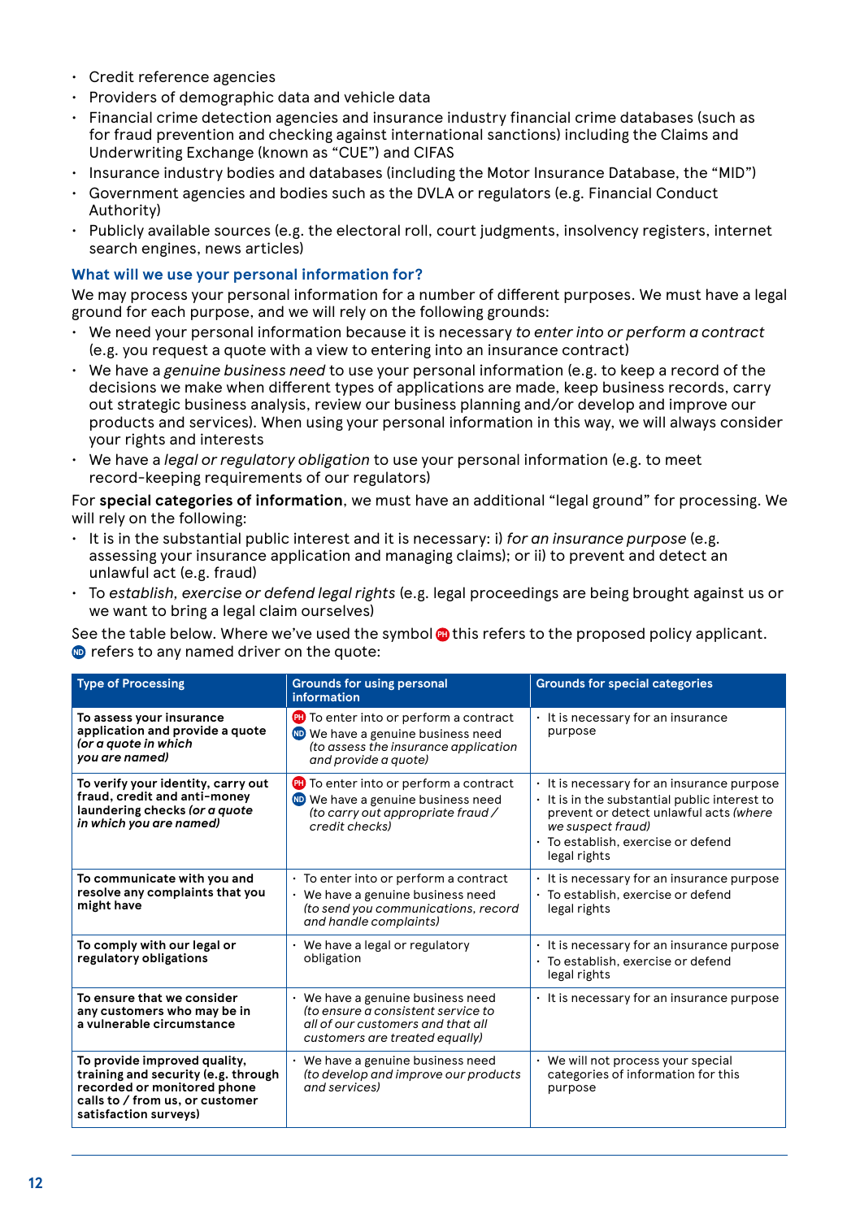- Credit reference agencies
- Providers of demographic data and vehicle data
- Financial crime detection agencies and insurance industry financial crime databases (such as for fraud prevention and checking against international sanctions) including the Claims and Underwriting Exchange (known as "CUE") and CIFAS
- Insurance industry bodies and databases (including the Motor Insurance Database, the "MID")
- Government agencies and bodies such as the DVLA or regulators (e.g. Financial Conduct Authority)
- Publicly available sources (e.g. the electoral roll, court judgments, insolvency registers, internet search engines, news articles)

### What will we use your personal information for?

We may process your personal information for a number of different purposes. We must have a legal ground for each purpose, and we will rely on the following grounds:

- We need your personal information because it is necessary *to enter into or perform a contract* (e.g. you request a quote with a view to entering into an insurance contract)
- We have a *genuine business need* to use your personal information (e.g. to keep a record of the decisions we make when different types of applications are made, keep business records, carry out strategic business analysis, review our business planning and/or develop and improve our products and services). When using your personal information in this way, we will always consider your rights and interests
- We have a *legal or regulatory obligation* to use your personal information (e.g. to meet record-keeping requirements of our regulators)

For **special categories of information**, we must have an additional "legal ground" for processing. We will rely on the following:

- It is in the substantial public interest and it is necessary: i) *for an insurance purpose* (e.g. assessing your insurance application and managing claims); or ii) to prevent and detect an unlawful act (e.g. fraud)
- To *establish, exercise or defend legal rights* (e.g. legal proceedings are being brought against us or we want to bring a legal claim ourselves)

See the table below. Where we've used the symbol PH this refers to the proposed policy applicant. ND refers to any named driver on the quote:

| Type of Processing | Grounds for using personal information | Grounds for special categories |
|---|---|---|
| **To assess your insurance application and provide a quote** ***(or a quote in which you are named)*** | PH To enter into or perform a contract<br>ND We have a genuine business need *(to assess the insurance application and provide a quote)* | • It is necessary for an insurance purpose |
| **To verify your identity, carry out fraud, credit and anti-money laundering checks** ***(or a quote in which you are named)*** | PH To enter into or perform a contract<br>ND We have a genuine business need *(to carry out appropriate fraud / credit checks)* | • It is necessary for an insurance purpose<br>• It is in the substantial public interest to prevent or detect unlawful acts *(where we suspect fraud)*<br>• To establish, exercise or defend legal rights |
| **To communicate with you and resolve any complaints that you might have** | • To enter into or perform a contract<br>• We have a genuine business need *(to send you communications, record and handle complaints)* | • It is necessary for an insurance purpose<br>• To establish, exercise or defend legal rights |
| **To comply with our legal or regulatory obligations** | • We have a legal or regulatory obligation | • It is necessary for an insurance purpose<br>• To establish, exercise or defend legal rights |
| **To ensure that we consider any customers who may be in a vulnerable circumstance** | • We have a genuine business need *(to ensure a consistent service to all of our customers and that all customers are treated equally)* | • It is necessary for an insurance purpose |
| **To provide improved quality, training and security (e.g. through recorded or monitored phone calls to / from us, or customer satisfaction surveys)** | • We have a genuine business need *(to develop and improve our products and services)* | • We will not process your special categories of information for this purpose |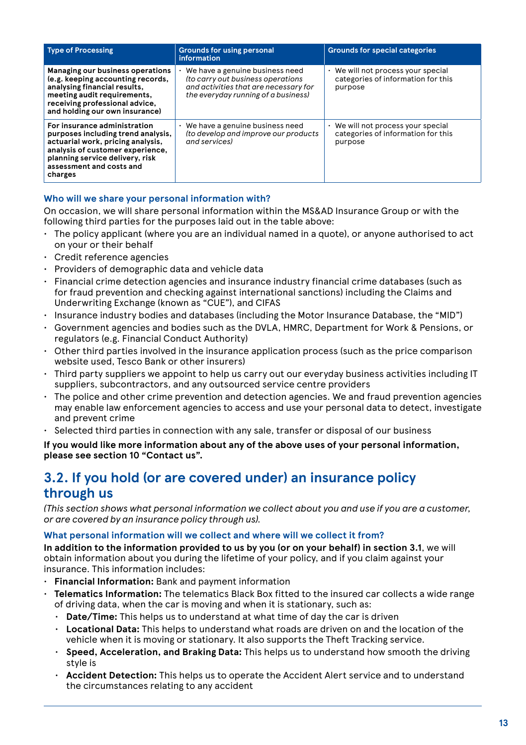| Type of Processing | Grounds for using personal information | Grounds for special categories |
|---|---|---|
| **Managing our business operations (e.g. keeping accounting records, analysing financial results, meeting audit requirements, receiving professional advice, and holding our own insurance)** | • We have a genuine business need *(to carry out business operations and activities that are necessary for the everyday running of a business)* | • We will not process your special categories of information for this purpose |
| **For insurance administration purposes including trend analysis, actuarial work, pricing analysis, analysis of customer experience, planning service delivery, risk assessment and costs and charges** | • We have a genuine business need *(to develop and improve our products and services)* | • We will not process your special categories of information for this purpose |

### Who will we share your personal information with?

On occasion, we will share personal information within the MS&AD Insurance Group or with the following third parties for the purposes laid out in the table above:

- The policy applicant (where you are an individual named in a quote), or anyone authorised to act on your or their behalf
- Credit reference agencies
- Providers of demographic data and vehicle data
- Financial crime detection agencies and insurance industry financial crime databases (such as for fraud prevention and checking against international sanctions) including the Claims and Underwriting Exchange (known as "CUE"), and CIFAS
- Insurance industry bodies and databases (including the Motor Insurance Database, the "MID")
- Government agencies and bodies such as the DVLA, HMRC, Department for Work & Pensions, or regulators (e.g. Financial Conduct Authority)
- Other third parties involved in the insurance application process (such as the price comparison website used, Tesco Bank or other insurers)
- Third party suppliers we appoint to help us carry out our everyday business activities including IT suppliers, subcontractors, and any outsourced service centre providers
- The police and other crime prevention and detection agencies. We and fraud prevention agencies may enable law enforcement agencies to access and use your personal data to detect, investigate and prevent crime
- Selected third parties in connection with any sale, transfer or disposal of our business

**If you would like more information about any of the above uses of your personal information, please see section 10 "Contact us".**

## 3.2. If you hold (or are covered under) an insurance policy through us

*(This section shows what personal information we collect about you and use if you are a customer, or are covered by an insurance policy through us).*

### What personal information will we collect and where will we collect it from?

**In addition to the information provided to us by you (or on your behalf) in section 3.1**, we will obtain information about you during the lifetime of your policy, and if you claim against your insurance. This information includes:

- **Financial Information:** Bank and payment information
- **Telematics Information:** The telematics Black Box fitted to the insured car collects a wide range of driving data, when the car is moving and when it is stationary, such as:
  - **Date/Time:** This helps us to understand at what time of day the car is driven
  - **Locational Data:** This helps to understand what roads are driven on and the location of the vehicle when it is moving or stationary. It also supports the Theft Tracking service.
  - **Speed, Acceleration, and Braking Data:** This helps us to understand how smooth the driving style is
  - **Accident Detection:** This helps us to operate the Accident Alert service and to understand the circumstances relating to any accident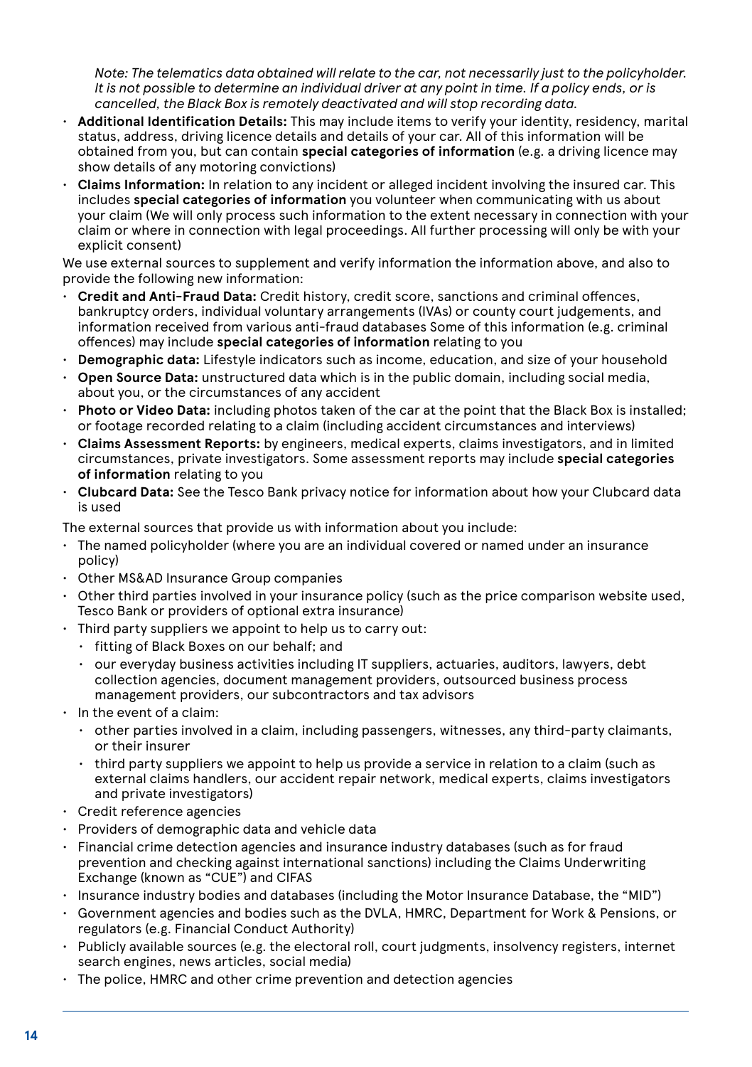*Note: The telematics data obtained will relate to the car, not necessarily just to the policyholder. It is not possible to determine an individual driver at any point in time. If a policy ends, or is cancelled, the Black Box is remotely deactivated and will stop recording data.*

- **Additional Identification Details:** This may include items to verify your identity, residency, marital status, address, driving licence details and details of your car. All of this information will be obtained from you, but can contain **special categories of information** (e.g. a driving licence may show details of any motoring convictions)
- **Claims Information:** In relation to any incident or alleged incident involving the insured car. This includes **special categories of information** you volunteer when communicating with us about your claim (We will only process such information to the extent necessary in connection with your claim or where in connection with legal proceedings. All further processing will only be with your explicit consent)

We use external sources to supplement and verify information the information above, and also to provide the following new information:

- **Credit and Anti-Fraud Data:** Credit history, credit score, sanctions and criminal offences, bankruptcy orders, individual voluntary arrangements (IVAs) or county court judgements, and information received from various anti-fraud databases Some of this information (e.g. criminal offences) may include **special categories of information** relating to you
- **Demographic data:** Lifestyle indicators such as income, education, and size of your household
- **Open Source Data:** unstructured data which is in the public domain, including social media, about you, or the circumstances of any accident
- **Photo or Video Data:** including photos taken of the car at the point that the Black Box is installed; or footage recorded relating to a claim (including accident circumstances and interviews)
- **Claims Assessment Reports:** by engineers, medical experts, claims investigators, and in limited circumstances, private investigators. Some assessment reports may include **special categories of information** relating to you
- **Clubcard Data:** See the Tesco Bank privacy notice for information about how your Clubcard data is used

The external sources that provide us with information about you include:

- The named policyholder (where you are an individual covered or named under an insurance policy)
- Other MS&AD Insurance Group companies
- Other third parties involved in your insurance policy (such as the price comparison website used, Tesco Bank or providers of optional extra insurance)
- Third party suppliers we appoint to help us to carry out:
  - fitting of Black Boxes on our behalf; and
  - our everyday business activities including IT suppliers, actuaries, auditors, lawyers, debt collection agencies, document management providers, outsourced business process management providers, our subcontractors and tax advisors
- In the event of a claim:
  - other parties involved in a claim, including passengers, witnesses, any third-party claimants, or their insurer
  - third party suppliers we appoint to help us provide a service in relation to a claim (such as external claims handlers, our accident repair network, medical experts, claims investigators and private investigators)
- Credit reference agencies
- Providers of demographic data and vehicle data
- Financial crime detection agencies and insurance industry databases (such as for fraud prevention and checking against international sanctions) including the Claims Underwriting Exchange (known as "CUE") and CIFAS
- Insurance industry bodies and databases (including the Motor Insurance Database, the "MID")
- Government agencies and bodies such as the DVLA, HMRC, Department for Work & Pensions, or regulators (e.g. Financial Conduct Authority)
- Publicly available sources (e.g. the electoral roll, court judgments, insolvency registers, internet search engines, news articles, social media)
- The police, HMRC and other crime prevention and detection agencies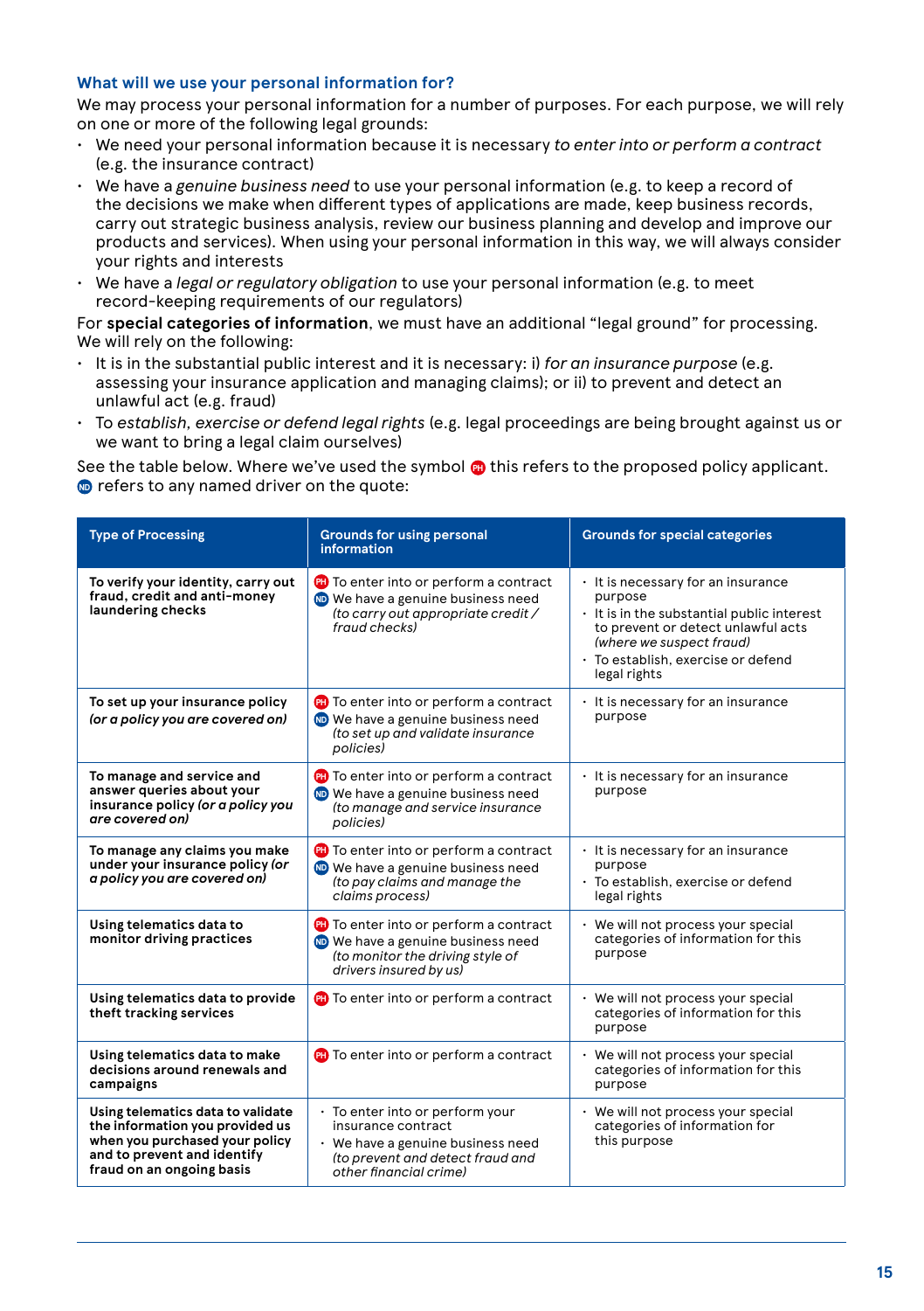### What will we use your personal information for?

We may process your personal information for a number of purposes. For each purpose, we will rely on one or more of the following legal grounds:

- We need your personal information because it is necessary *to enter into or perform a contract* (e.g. the insurance contract)
- We have a *genuine business need* to use your personal information (e.g. to keep a record of the decisions we make when different types of applications are made, keep business records, carry out strategic business analysis, review our business planning and develop and improve our products and services). When using your personal information in this way, we will always consider your rights and interests
- We have a *legal or regulatory obligation* to use your personal information (e.g. to meet record-keeping requirements of our regulators)

For **special categories of information**, we must have an additional "legal ground" for processing. We will rely on the following:

- It is in the substantial public interest and it is necessary: i) *for an insurance purpose* (e.g. assessing your insurance application and managing claims); or ii) to prevent and detect an unlawful act (e.g. fraud)
- To *establish, exercise or defend legal rights* (e.g. legal proceedings are being brought against us or we want to bring a legal claim ourselves)

See the table below. Where we've used the symbol PH this refers to the proposed policy applicant. ND refers to any named driver on the quote:

| Type of Processing | Grounds for using personal information | Grounds for special categories |
|---|---|---|
| **To verify your identity, carry out fraud, credit and anti-money laundering checks** | PH To enter into or perform a contract<br>ND We have a genuine business need *(to carry out appropriate credit / fraud checks)* | • It is necessary for an insurance purpose<br>• It is in the substantial public interest to prevent or detect unlawful acts *(where we suspect fraud)*<br>• To establish, exercise or defend legal rights |
| **To set up your insurance policy** ***(or a policy you are covered on)*** | PH To enter into or perform a contract<br>ND We have a genuine business need *(to set up and validate insurance policies)* | • It is necessary for an insurance purpose |
| **To manage and service and answer queries about your insurance policy** ***(or a policy you are covered on)*** | PH To enter into or perform a contract<br>ND We have a genuine business need *(to manage and service insurance policies)* | • It is necessary for an insurance purpose |
| **To manage any claims you make under your insurance policy** ***(or a policy you are covered on)*** | PH To enter into or perform a contract<br>ND We have a genuine business need *(to pay claims and manage the claims process)* | • It is necessary for an insurance purpose<br>• To establish, exercise or defend legal rights |
| **Using telematics data to monitor driving practices** | PH To enter into or perform a contract<br>ND We have a genuine business need *(to monitor the driving style of drivers insured by us)* | • We will not process your special categories of information for this purpose |
| **Using telematics data to provide theft tracking services** | PH To enter into or perform a contract | • We will not process your special categories of information for this purpose |
| **Using telematics data to make decisions around renewals and campaigns** | PH To enter into or perform a contract | • We will not process your special categories of information for this purpose |
| **Using telematics data to validate the information you provided us when you purchased your policy and to prevent and identify fraud on an ongoing basis** | • To enter into or perform your insurance contract<br>• We have a genuine business need *(to prevent and detect fraud and other financial crime)* | • We will not process your special categories of information for this purpose |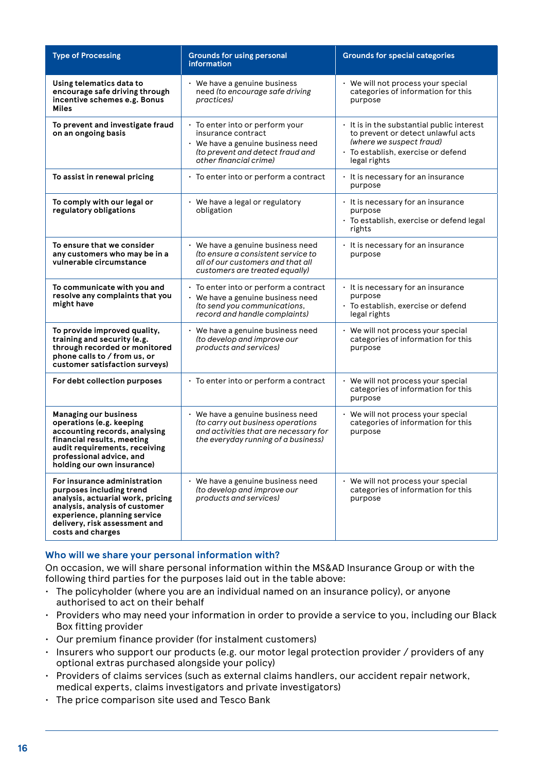| Type of Processing | Grounds for using personal information | Grounds for special categories |
|---|---|---|
| **Using telematics data to encourage safe driving through incentive schemes e.g. Bonus Miles** | • We have a genuine business need *(to encourage safe driving practices)* | • We will not process your special categories of information for this purpose |
| **To prevent and investigate fraud on an ongoing basis** | • To enter into or perform your insurance contract<br>• We have a genuine business need *(to prevent and detect fraud and other financial crime)* | • It is in the substantial public interest to prevent or detect unlawful acts *(where we suspect fraud)*<br>• To establish, exercise or defend legal rights |
| **To assist in renewal pricing** | • To enter into or perform a contract | • It is necessary for an insurance purpose |
| **To comply with our legal or regulatory obligations** | • We have a legal or regulatory obligation | • It is necessary for an insurance purpose<br>• To establish, exercise or defend legal rights |
| **To ensure that we consider any customers who may be in a vulnerable circumstance** | • We have a genuine business need *(to ensure a consistent service to all of our customers and that all customers are treated equally)* | • It is necessary for an insurance purpose |
| **To communicate with you and resolve any complaints that you might have** | • To enter into or perform a contract<br>• We have a genuine business need *(to send you communications, record and handle complaints)* | • It is necessary for an insurance purpose<br>• To establish, exercise or defend legal rights |
| **To provide improved quality, training and security (e.g. through recorded or monitored phone calls to / from us, or customer satisfaction surveys)** | • We have a genuine business need *(to develop and improve our products and services)* | • We will not process your special categories of information for this purpose |
| **For debt collection purposes** | • To enter into or perform a contract | • We will not process your special categories of information for this purpose |
| **Managing our business operations (e.g. keeping accounting records, analysing financial results, meeting audit requirements, receiving professional advice, and holding our own insurance)** | • We have a genuine business need *(to carry out business operations and activities that are necessary for the everyday running of a business)* | • We will not process your special categories of information for this purpose |
| **For insurance administration purposes including trend analysis, actuarial work, pricing analysis, analysis of customer experience, planning service delivery, risk assessment and costs and charges** | • We have a genuine business need *(to develop and improve our products and services)* | • We will not process your special categories of information for this purpose |

## Who will we share your personal information with?

On occasion, we will share personal information within the MS&AD Insurance Group or with the following third parties for the purposes laid out in the table above:

- The policyholder (where you are an individual named on an insurance policy), or anyone authorised to act on their behalf
- Providers who may need your information in order to provide a service to you, including our Black Box fitting provider
- Our premium finance provider (for instalment customers)
- Insurers who support our products (e.g. our motor legal protection provider / providers of any optional extras purchased alongside your policy)
- Providers of claims services (such as external claims handlers, our accident repair network, medical experts, claims investigators and private investigators)
- The price comparison site used and Tesco Bank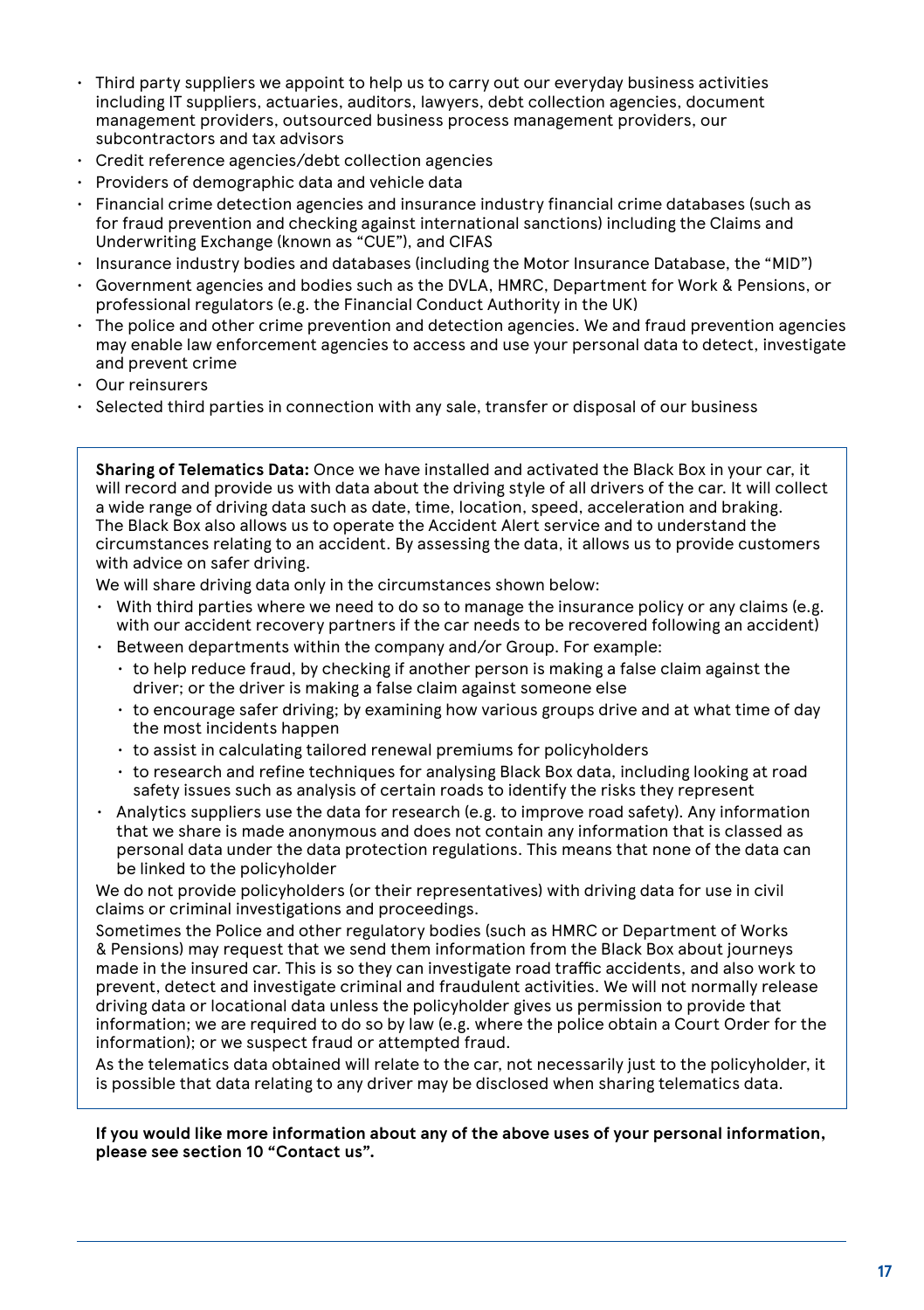- Third party suppliers we appoint to help us to carry out our everyday business activities including IT suppliers, actuaries, auditors, lawyers, debt collection agencies, document management providers, outsourced business process management providers, our subcontractors and tax advisors
- Credit reference agencies/debt collection agencies
- Providers of demographic data and vehicle data
- Financial crime detection agencies and insurance industry financial crime databases (such as for fraud prevention and checking against international sanctions) including the Claims and Underwriting Exchange (known as "CUE"), and CIFAS
- Insurance industry bodies and databases (including the Motor Insurance Database, the "MID")
- Government agencies and bodies such as the DVLA, HMRC, Department for Work & Pensions, or professional regulators (e.g. the Financial Conduct Authority in the UK)
- The police and other crime prevention and detection agencies. We and fraud prevention agencies may enable law enforcement agencies to access and use your personal data to detect, investigate and prevent crime
- Our reinsurers
- Selected third parties in connection with any sale, transfer or disposal of our business

**Sharing of Telematics Data:** Once we have installed and activated the Black Box in your car, it will record and provide us with data about the driving style of all drivers of the car. It will collect a wide range of driving data such as date, time, location, speed, acceleration and braking. The Black Box also allows us to operate the Accident Alert service and to understand the circumstances relating to an accident. By assessing the data, it allows us to provide customers with advice on safer driving.

We will share driving data only in the circumstances shown below:

- With third parties where we need to do so to manage the insurance policy or any claims (e.g. with our accident recovery partners if the car needs to be recovered following an accident)
- Between departments within the company and/or Group. For example:
  - to help reduce fraud, by checking if another person is making a false claim against the driver; or the driver is making a false claim against someone else
  - to encourage safer driving; by examining how various groups drive and at what time of day the most incidents happen
  - to assist in calculating tailored renewal premiums for policyholders
  - to research and refine techniques for analysing Black Box data, including looking at road safety issues such as analysis of certain roads to identify the risks they represent
- Analytics suppliers use the data for research (e.g. to improve road safety). Any information that we share is made anonymous and does not contain any information that is classed as personal data under the data protection regulations. This means that none of the data can be linked to the policyholder

We do not provide policyholders (or their representatives) with driving data for use in civil claims or criminal investigations and proceedings.

Sometimes the Police and other regulatory bodies (such as HMRC or Department of Works & Pensions) may request that we send them information from the Black Box about journeys made in the insured car. This is so they can investigate road traffic accidents, and also work to prevent, detect and investigate criminal and fraudulent activities. We will not normally release driving data or locational data unless the policyholder gives us permission to provide that information; we are required to do so by law (e.g. where the police obtain a Court Order for the information); or we suspect fraud or attempted fraud.

As the telematics data obtained will relate to the car, not necessarily just to the policyholder, it is possible that data relating to any driver may be disclosed when sharing telematics data.

**If you would like more information about any of the above uses of your personal information, please see section 10 "Contact us".**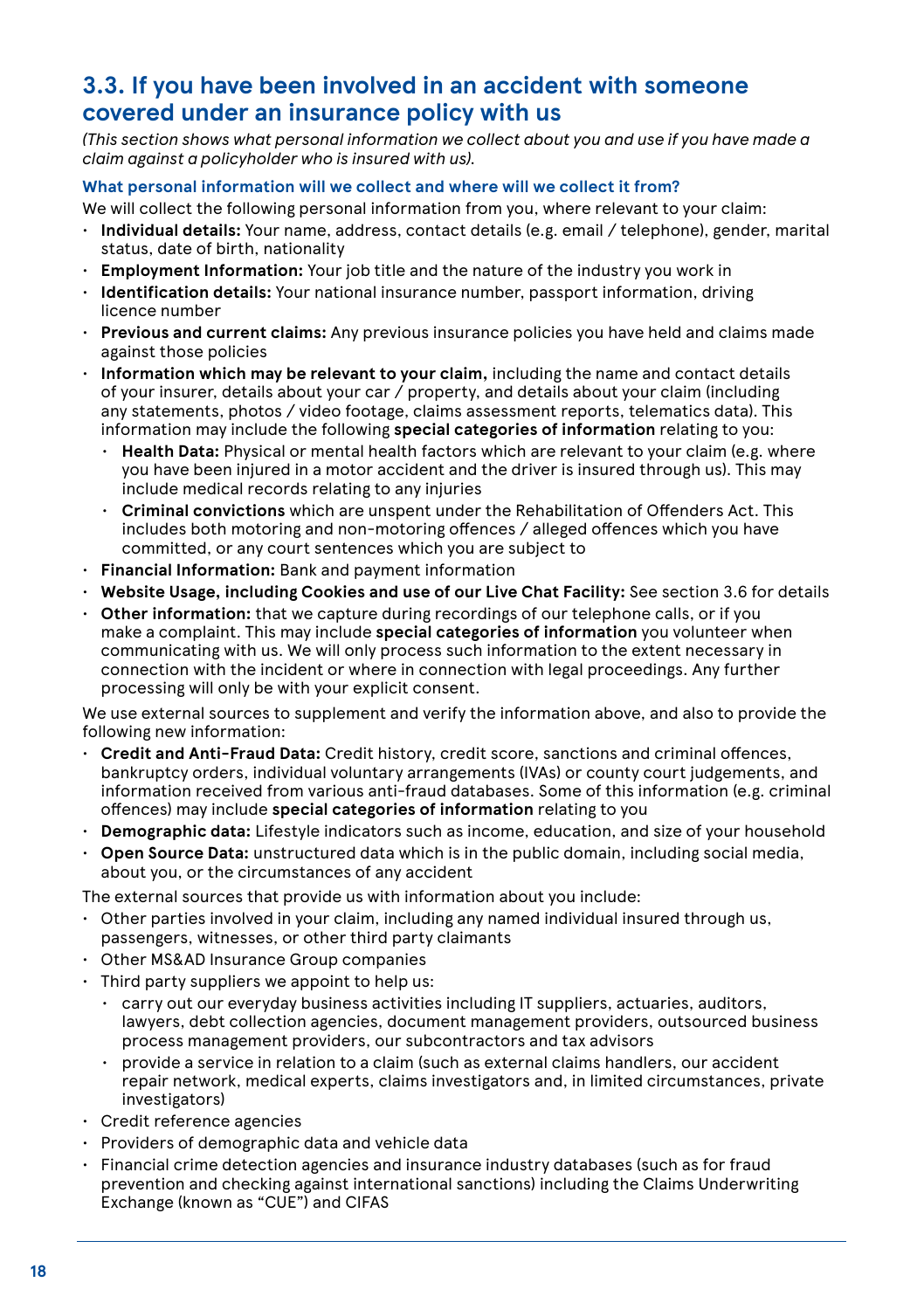## 3.3. If you have been involved in an accident with someone covered under an insurance policy with us

*(This section shows what personal information we collect about you and use if you have made a claim against a policyholder who is insured with us).*

### What personal information will we collect and where will we collect it from?

We will collect the following personal information from you, where relevant to your claim:

- **Individual details:** Your name, address, contact details (e.g. email / telephone), gender, marital status, date of birth, nationality
- **Employment Information:** Your job title and the nature of the industry you work in
- **Identification details:** Your national insurance number, passport information, driving licence number
- **Previous and current claims:** Any previous insurance policies you have held and claims made against those policies
- **Information which may be relevant to your claim,** including the name and contact details of your insurer, details about your car / property, and details about your claim (including any statements, photos / video footage, claims assessment reports, telematics data). This information may include the following **special categories of information** relating to you:
  - **Health Data:** Physical or mental health factors which are relevant to your claim (e.g. where you have been injured in a motor accident and the driver is insured through us). This may include medical records relating to any injuries
  - **Criminal convictions** which are unspent under the Rehabilitation of Offenders Act. This includes both motoring and non-motoring offences / alleged offences which you have committed, or any court sentences which you are subject to
- **Financial Information:** Bank and payment information
- **Website Usage, including Cookies and use of our Live Chat Facility:** See section 3.6 for details
- **Other information:** that we capture during recordings of our telephone calls, or if you make a complaint. This may include **special categories of information** you volunteer when communicating with us. We will only process such information to the extent necessary in connection with the incident or where in connection with legal proceedings. Any further processing will only be with your explicit consent.

We use external sources to supplement and verify the information above, and also to provide the following new information:

- **Credit and Anti-Fraud Data:** Credit history, credit score, sanctions and criminal offences, bankruptcy orders, individual voluntary arrangements (IVAs) or county court judgements, and information received from various anti-fraud databases. Some of this information (e.g. criminal offences) may include **special categories of information** relating to you
- **Demographic data:** Lifestyle indicators such as income, education, and size of your household
- **Open Source Data:** unstructured data which is in the public domain, including social media, about you, or the circumstances of any accident

The external sources that provide us with information about you include:

- Other parties involved in your claim, including any named individual insured through us, passengers, witnesses, or other third party claimants
- Other MS&AD Insurance Group companies
- Third party suppliers we appoint to help us:
  - carry out our everyday business activities including IT suppliers, actuaries, auditors, lawyers, debt collection agencies, document management providers, outsourced business process management providers, our subcontractors and tax advisors
  - provide a service in relation to a claim (such as external claims handlers, our accident repair network, medical experts, claims investigators and, in limited circumstances, private investigators)
- Credit reference agencies
- Providers of demographic data and vehicle data
- Financial crime detection agencies and insurance industry databases (such as for fraud prevention and checking against international sanctions) including the Claims Underwriting Exchange (known as "CUE") and CIFAS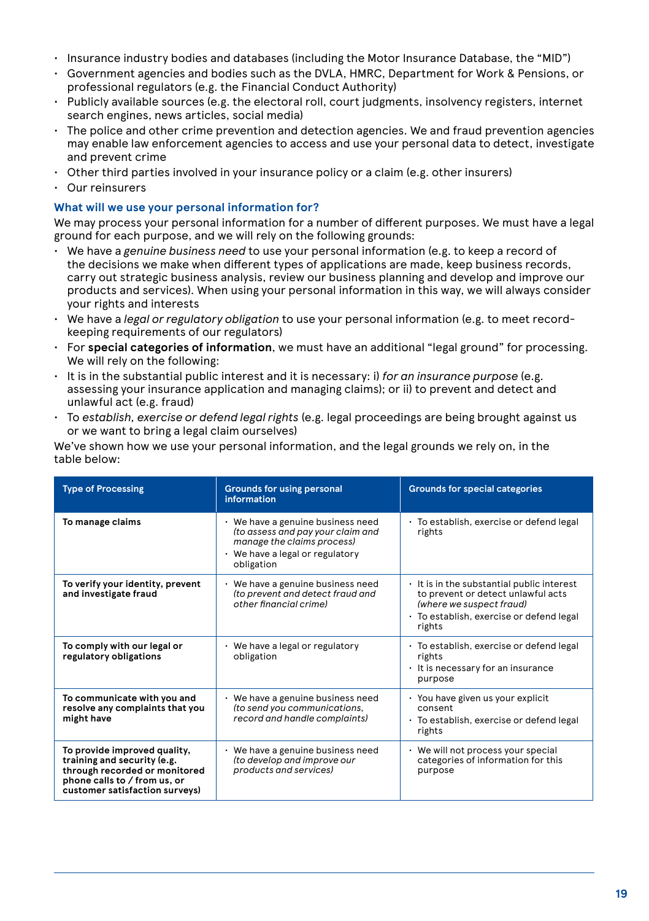- Insurance industry bodies and databases (including the Motor Insurance Database, the "MID")
- Government agencies and bodies such as the DVLA, HMRC, Department for Work & Pensions, or professional regulators (e.g. the Financial Conduct Authority)
- Publicly available sources (e.g. the electoral roll, court judgments, insolvency registers, internet search engines, news articles, social media)
- The police and other crime prevention and detection agencies. We and fraud prevention agencies may enable law enforcement agencies to access and use your personal data to detect, investigate and prevent crime
- Other third parties involved in your insurance policy or a claim (e.g. other insurers)
- Our reinsurers

### What will we use your personal information for?

We may process your personal information for a number of different purposes. We must have a legal ground for each purpose, and we will rely on the following grounds:

- We have a *genuine business need* to use your personal information (e.g. to keep a record of the decisions we make when different types of applications are made, keep business records, carry out strategic business analysis, review our business planning and develop and improve our products and services). When using your personal information in this way, we will always consider your rights and interests
- We have a *legal or regulatory obligation* to use your personal information (e.g. to meet record-keeping requirements of our regulators)
- For **special categories of information**, we must have an additional "legal ground" for processing. We will rely on the following:
- It is in the substantial public interest and it is necessary: i) *for an insurance purpose* (e.g. assessing your insurance application and managing claims); or ii) to prevent and detect and unlawful act (e.g. fraud)
- To *establish, exercise or defend legal rights* (e.g. legal proceedings are being brought against us or we want to bring a legal claim ourselves)

We've shown how we use your personal information, and the legal grounds we rely on, in the table below:

| Type of Processing | Grounds for using personal information | Grounds for special categories |
|---|---|---|
| **To manage claims** | • We have a genuine business need *(to assess and pay your claim and manage the claims process)*<br>• We have a legal or regulatory obligation | • To establish, exercise or defend legal rights |
| **To verify your identity, prevent and investigate fraud** | • We have a genuine business need *(to prevent and detect fraud and other financial crime)* | • It is in the substantial public interest to prevent or detect unlawful acts *(where we suspect fraud)*<br>• To establish, exercise or defend legal rights |
| **To comply with our legal or regulatory obligations** | • We have a legal or regulatory obligation | • To establish, exercise or defend legal rights<br>• It is necessary for an insurance purpose |
| **To communicate with you and resolve any complaints that you might have** | • We have a genuine business need *(to send you communications, record and handle complaints)* | • You have given us your explicit consent<br>• To establish, exercise or defend legal rights |
| **To provide improved quality, training and security (e.g. through recorded or monitored phone calls to / from us, or customer satisfaction surveys)** | • We have a genuine business need *(to develop and improve our products and services)* | • We will not process your special categories of information for this purpose |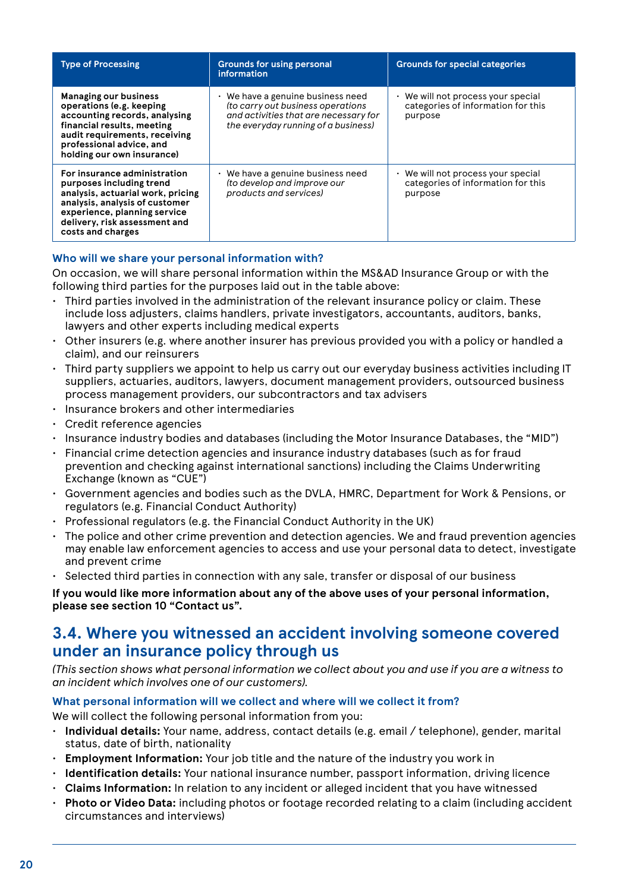| Type of Processing | Grounds for using personal information | Grounds for special categories |
|---|---|---|
| **Managing our business operations (e.g. keeping accounting records, analysing financial results, meeting audit requirements, receiving professional advice, and holding our own insurance)** | • We have a genuine business need *(to carry out business operations and activities that are necessary for the everyday running of a business)* | • We will not process your special categories of information for this purpose |
| **For insurance administration purposes including trend analysis, actuarial work, pricing analysis, analysis of customer experience, planning service delivery, risk assessment and costs and charges** | • We have a genuine business need *(to develop and improve our products and services)* | • We will not process your special categories of information for this purpose |

### Who will we share your personal information with?

On occasion, we will share personal information within the MS&AD Insurance Group or with the following third parties for the purposes laid out in the table above:

- Third parties involved in the administration of the relevant insurance policy or claim. These include loss adjusters, claims handlers, private investigators, accountants, auditors, banks, lawyers and other experts including medical experts
- Other insurers (e.g. where another insurer has previous provided you with a policy or handled a claim), and our reinsurers
- Third party suppliers we appoint to help us carry out our everyday business activities including IT suppliers, actuaries, auditors, lawyers, document management providers, outsourced business process management providers, our subcontractors and tax advisers
- Insurance brokers and other intermediaries
- Credit reference agencies
- Insurance industry bodies and databases (including the Motor Insurance Databases, the "MID")
- Financial crime detection agencies and insurance industry databases (such as for fraud prevention and checking against international sanctions) including the Claims Underwriting Exchange (known as "CUE")
- Government agencies and bodies such as the DVLA, HMRC, Department for Work & Pensions, or regulators (e.g. Financial Conduct Authority)
- Professional regulators (e.g. the Financial Conduct Authority in the UK)
- The police and other crime prevention and detection agencies. We and fraud prevention agencies may enable law enforcement agencies to access and use your personal data to detect, investigate and prevent crime
- Selected third parties in connection with any sale, transfer or disposal of our business

**If you would like more information about any of the above uses of your personal information, please see section 10 "Contact us".**

## 3.4. Where you witnessed an accident involving someone covered under an insurance policy through us

*(This section shows what personal information we collect about you and use if you are a witness to an incident which involves one of our customers).*

### What personal information will we collect and where will we collect it from?

We will collect the following personal information from you:

- **Individual details:** Your name, address, contact details (e.g. email / telephone), gender, marital status, date of birth, nationality
- **Employment Information:** Your job title and the nature of the industry you work in
- **Identification details:** Your national insurance number, passport information, driving licence
- **Claims Information:** In relation to any incident or alleged incident that you have witnessed
- **Photo or Video Data:** including photos or footage recorded relating to a claim (including accident circumstances and interviews)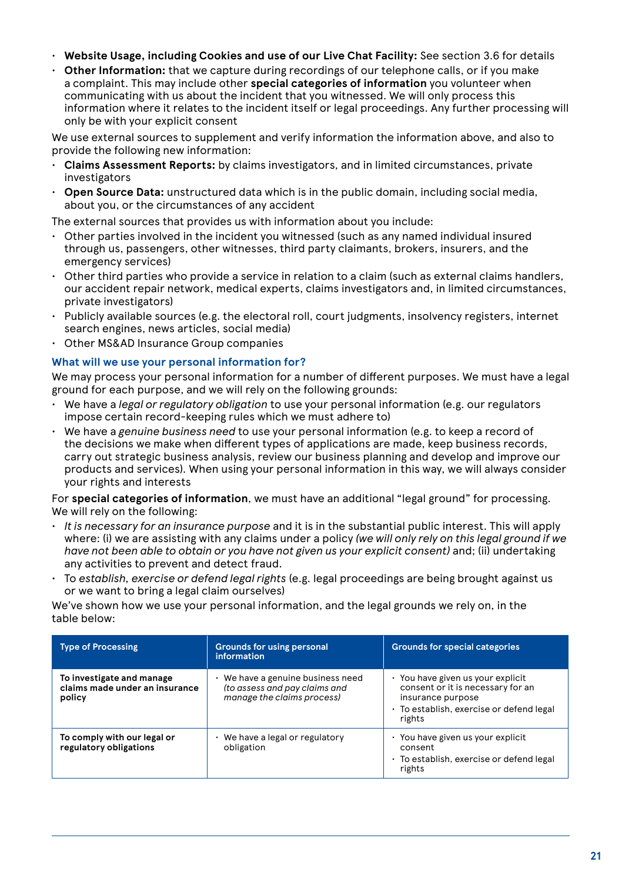- **Website Usage, including Cookies and use of our Live Chat Facility:** See section 3.6 for details
- **Other Information:** that we capture during recordings of our telephone calls, or if you make a complaint. This may include other **special categories of information** you volunteer when communicating with us about the incident that you witnessed. We will only process this information where it relates to the incident itself or legal proceedings. Any further processing will only be with your explicit consent

We use external sources to supplement and verify information the information above, and also to provide the following new information:

- **Claims Assessment Reports:** by claims investigators, and in limited circumstances, private investigators
- **Open Source Data:** unstructured data which is in the public domain, including social media, about you, or the circumstances of any accident

The external sources that provides us with information about you include:

- Other parties involved in the incident you witnessed (such as any named individual insured through us, passengers, other witnesses, third party claimants, brokers, insurers, and the emergency services)
- Other third parties who provide a service in relation to a claim (such as external claims handlers, our accident repair network, medical experts, claims investigators and, in limited circumstances, private investigators)
- Publicly available sources (e.g. the electoral roll, court judgments, insolvency registers, internet search engines, news articles, social media)
- Other MS&AD Insurance Group companies

### What will we use your personal information for?

We may process your personal information for a number of different purposes. We must have a legal ground for each purpose, and we will rely on the following grounds:

- We have a *legal or regulatory obligation* to use your personal information (e.g. our regulators impose certain record-keeping rules which we must adhere to)
- We have a *genuine business need* to use your personal information (e.g. to keep a record of the decisions we make when different types of applications are made, keep business records, carry out strategic business analysis, review our business planning and develop and improve our products and services). When using your personal information in this way, we will always consider your rights and interests

For **special categories of information**, we must have an additional "legal ground" for processing. We will rely on the following:

- *It is necessary for an insurance purpose* and it is in the substantial public interest. This will apply where: (i) we are assisting with any claims under a policy *(we will only rely on this legal ground if we have not been able to obtain or you have not given us your explicit consent)* and; (ii) undertaking any activities to prevent and detect fraud.
- To *establish, exercise or defend legal rights* (e.g. legal proceedings are being brought against us or we want to bring a legal claim ourselves)

We've shown how we use your personal information, and the legal grounds we rely on, in the table below:

| Type of Processing | Grounds for using personal information | Grounds for special categories |
|---|---|---|
| **To investigate and manage claims made under an insurance policy** | • We have a genuine business need *(to assess and pay claims and manage the claims process)* | • You have given us your explicit consent or it is necessary for an insurance purpose<br>• To establish, exercise or defend legal rights |
| **To comply with our legal or regulatory obligations** | • We have a legal or regulatory obligation | • You have given us your explicit consent<br>• To establish, exercise or defend legal rights |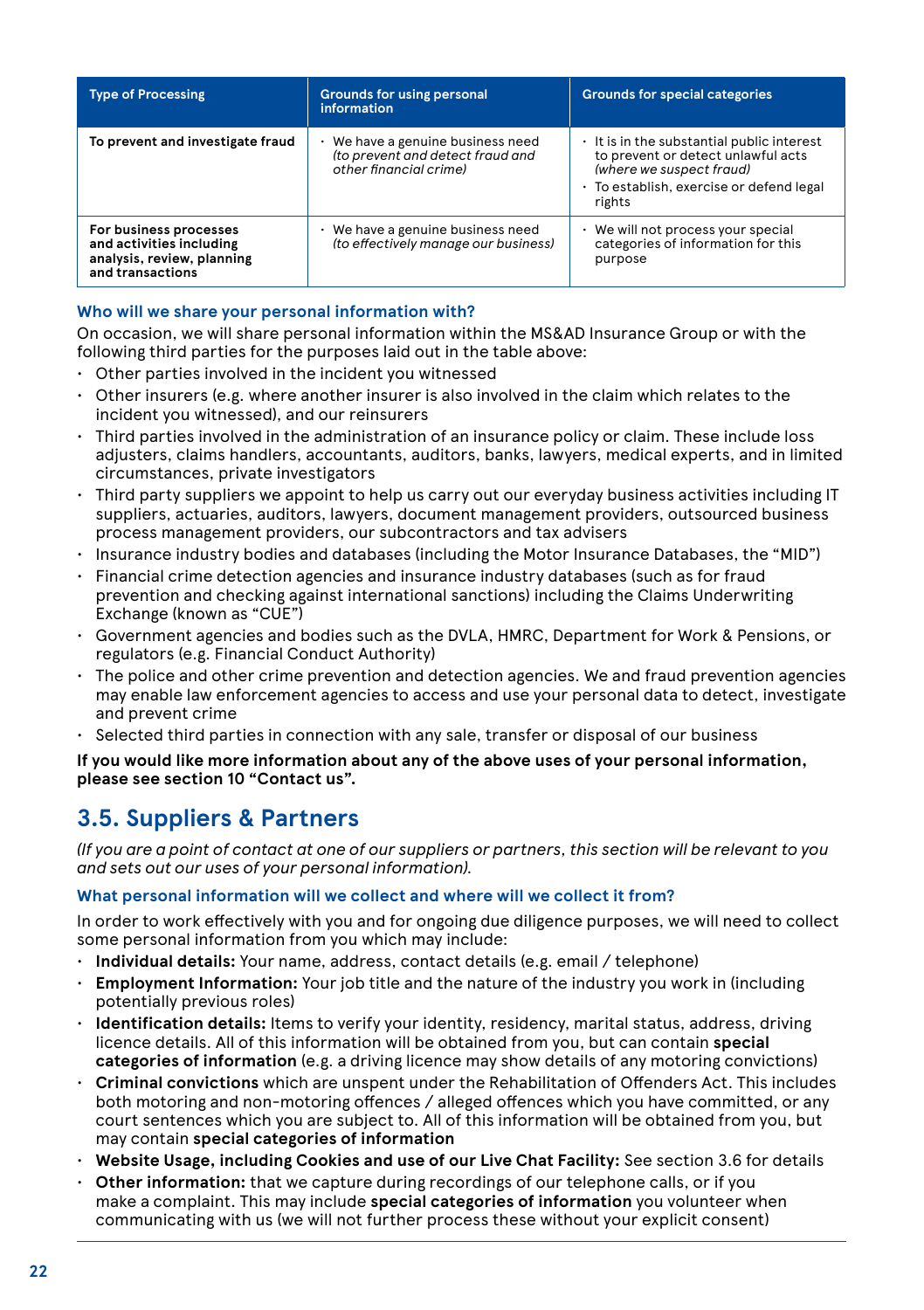| Type of Processing | Grounds for using personal information | Grounds for special categories |
|---|---|---|
| **To prevent and investigate fraud** | • We have a genuine business need *(to prevent and detect fraud and other financial crime)* | • It is in the substantial public interest to prevent or detect unlawful acts *(where we suspect fraud)*<br>• To establish, exercise or defend legal rights |
| **For business processes and activities including analysis, review, planning and transactions** | • We have a genuine business need *(to effectively manage our business)* | • We will not process your special categories of information for this purpose |

#### Who will we share your personal information with?

On occasion, we will share personal information within the MS&AD Insurance Group or with the following third parties for the purposes laid out in the table above:

- Other parties involved in the incident you witnessed
- Other insurers (e.g. where another insurer is also involved in the claim which relates to the incident you witnessed), and our reinsurers
- Third parties involved in the administration of an insurance policy or claim. These include loss adjusters, claims handlers, accountants, auditors, banks, lawyers, medical experts, and in limited circumstances, private investigators
- Third party suppliers we appoint to help us carry out our everyday business activities including IT suppliers, actuaries, auditors, lawyers, document management providers, outsourced business process management providers, our subcontractors and tax advisers
- Insurance industry bodies and databases (including the Motor Insurance Databases, the "MID")
- Financial crime detection agencies and insurance industry databases (such as for fraud prevention and checking against international sanctions) including the Claims Underwriting Exchange (known as "CUE")
- Government agencies and bodies such as the DVLA, HMRC, Department for Work & Pensions, or regulators (e.g. Financial Conduct Authority)
- The police and other crime prevention and detection agencies. We and fraud prevention agencies may enable law enforcement agencies to access and use your personal data to detect, investigate and prevent crime
- Selected third parties in connection with any sale, transfer or disposal of our business

**If you would like more information about any of the above uses of your personal information, please see section 10 "Contact us".**

## 3.5. Suppliers & Partners

*(If you are a point of contact at one of our suppliers or partners, this section will be relevant to you and sets out our uses of your personal information).*

#### What personal information will we collect and where will we collect it from?

In order to work effectively with you and for ongoing due diligence purposes, we will need to collect some personal information from you which may include:

- **Individual details:** Your name, address, contact details (e.g. email / telephone)
- **Employment Information:** Your job title and the nature of the industry you work in (including potentially previous roles)
- **Identification details:** Items to verify your identity, residency, marital status, address, driving licence details. All of this information will be obtained from you, but can contain **special categories of information** (e.g. a driving licence may show details of any motoring convictions)
- **Criminal convictions** which are unspent under the Rehabilitation of Offenders Act. This includes both motoring and non-motoring offences / alleged offences which you have committed, or any court sentences which you are subject to. All of this information will be obtained from you, but may contain **special categories of information**
- **Website Usage, including Cookies and use of our Live Chat Facility:** See section 3.6 for details
- **Other information:** that we capture during recordings of our telephone calls, or if you make a complaint. This may include **special categories of information** you volunteer when communicating with us (we will not further process these without your explicit consent)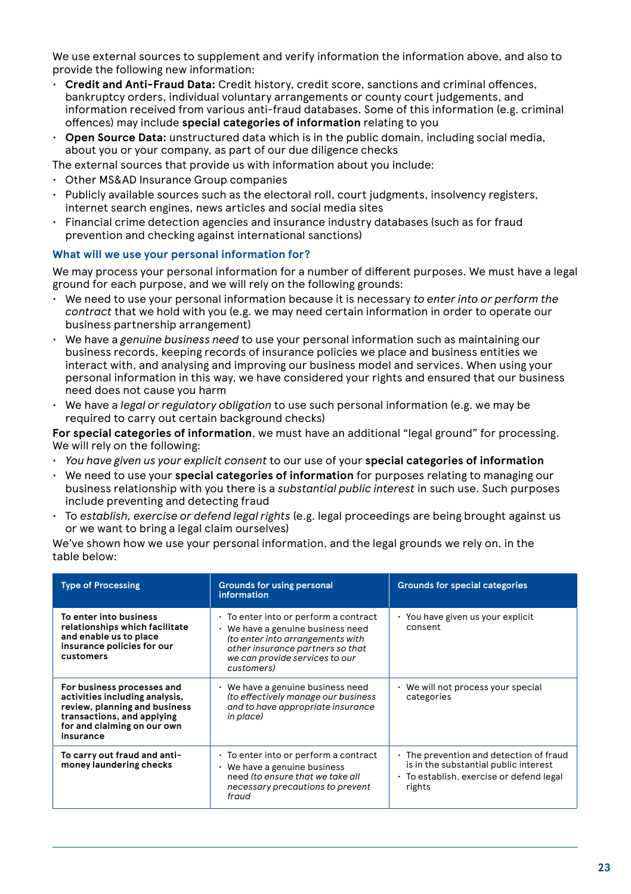We use external sources to supplement and verify information the information above, and also to provide the following new information:

- **Credit and Anti-Fraud Data:** Credit history, credit score, sanctions and criminal offences, bankruptcy orders, individual voluntary arrangements or county court judgements, and information received from various anti-fraud databases. Some of this information (e.g. criminal offences) may include **special categories of information** relating to you
- **Open Source Data:** unstructured data which is in the public domain, including social media, about you or your company, as part of our due diligence checks

The external sources that provide us with information about you include:

- Other MS&AD Insurance Group companies
- Publicly available sources such as the electoral roll, court judgments, insolvency registers, internet search engines, news articles and social media sites
- Financial crime detection agencies and insurance industry databases (such as for fraud prevention and checking against international sanctions)

### What will we use your personal information for?

We may process your personal information for a number of different purposes. We must have a legal ground for each purpose, and we will rely on the following grounds:

- We need to use your personal information because it is necessary *to enter into or perform the contract* that we hold with you (e.g. we may need certain information in order to operate our business partnership arrangement)
- We have a *genuine business need* to use your personal information such as maintaining our business records, keeping records of insurance policies we place and business entities we interact with, and analysing and improving our business model and services. When using your personal information in this way, we have considered your rights and ensured that our business need does not cause you harm
- We have a *legal or regulatory obligation* to use such personal information (e.g. we may be required to carry out certain background checks)

**For special categories of information**, we must have an additional "legal ground" for processing. We will rely on the following:

- *You have given us your explicit consent* to our use of your **special categories of information**
- We need to use your **special categories of information** for purposes relating to managing our business relationship with you there is a *substantial public interest* in such use. Such purposes include preventing and detecting fraud
- To *establish, exercise or defend legal rights* (e.g. legal proceedings are being brought against us or we want to bring a legal claim ourselves)

We've shown how we use your personal information, and the legal grounds we rely on, in the table below:

| Type of Processing | Grounds for using personal information | Grounds for special categories |
|---|---|---|
| **To enter into business relationships which facilitate and enable us to place insurance policies for our customers** | • To enter into or perform a contract<br>• We have a genuine business need *(to enter into arrangements with other insurance partners so that we can provide services to our customers)* | • You have given us your explicit consent |
| **For business processes and activities including analysis, review, planning and business transactions, and applying for and claiming on our own insurance** | • We have a genuine business need *(to effectively manage our business and to have appropriate insurance in place)* | • We will not process your special categories |
| **To carry out fraud and anti-money laundering checks** | • To enter into or perform a contract<br>• We have a genuine business need *(to ensure that we take all necessary precautions to prevent fraud* | • The prevention and detection of fraud is in the substantial public interest<br>• To establish, exercise or defend legal rights |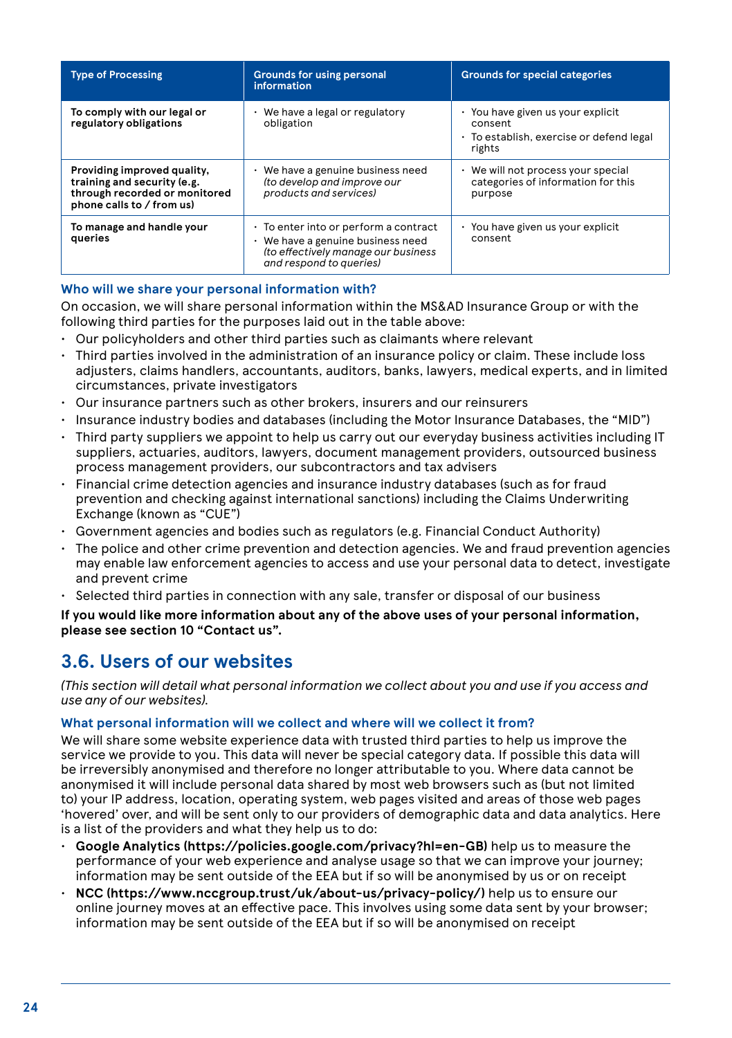| Type of Processing | Grounds for using personal information | Grounds for special categories |
|---|---|---|
| **To comply with our legal or regulatory obligations** | • We have a legal or regulatory obligation | • You have given us your explicit consent<br>• To establish, exercise or defend legal rights |
| **Providing improved quality, training and security (e.g. through recorded or monitored phone calls to / from us)** | • We have a genuine business need *(to develop and improve our products and services)* | • We will not process your special categories of information for this purpose |
| **To manage and handle your queries** | • To enter into or perform a contract<br>• We have a genuine business need *(to effectively manage our business and respond to queries)* | • You have given us your explicit consent |

### Who will we share your personal information with?

On occasion, we will share personal information within the MS&AD Insurance Group or with the following third parties for the purposes laid out in the table above:

- Our policyholders and other third parties such as claimants where relevant
- Third parties involved in the administration of an insurance policy or claim. These include loss adjusters, claims handlers, accountants, auditors, banks, lawyers, medical experts, and in limited circumstances, private investigators
- Our insurance partners such as other brokers, insurers and our reinsurers
- Insurance industry bodies and databases (including the Motor Insurance Databases, the "MID")
- Third party suppliers we appoint to help us carry out our everyday business activities including IT suppliers, actuaries, auditors, lawyers, document management providers, outsourced business process management providers, our subcontractors and tax advisers
- Financial crime detection agencies and insurance industry databases (such as for fraud prevention and checking against international sanctions) including the Claims Underwriting Exchange (known as "CUE")
- Government agencies and bodies such as regulators (e.g. Financial Conduct Authority)
- The police and other crime prevention and detection agencies. We and fraud prevention agencies may enable law enforcement agencies to access and use your personal data to detect, investigate and prevent crime
- Selected third parties in connection with any sale, transfer or disposal of our business

**If you would like more information about any of the above uses of your personal information, please see section 10 "Contact us".**

## 3.6. Users of our websites

*(This section will detail what personal information we collect about you and use if you access and use any of our websites).*

### What personal information will we collect and where will we collect it from?

We will share some website experience data with trusted third parties to help us improve the service we provide to you. This data will never be special category data. If possible this data will be irreversibly anonymised and therefore no longer attributable to you. Where data cannot be anonymised it will include personal data shared by most web browsers such as (but not limited to) your IP address, location, operating system, web pages visited and areas of those web pages 'hovered' over, and will be sent only to our providers of demographic data and data analytics. Here is a list of the providers and what they help us to do:

- **Google Analytics (https://policies.google.com/privacy?hl=en-GB)** help us to measure the performance of your web experience and analyse usage so that we can improve your journey; information may be sent outside of the EEA but if so will be anonymised by us or on receipt
- **NCC (https://www.nccgroup.trust/uk/about-us/privacy-policy/)** help us to ensure our online journey moves at an effective pace. This involves using some data sent by your browser; information may be sent outside of the EEA but if so will be anonymised on receipt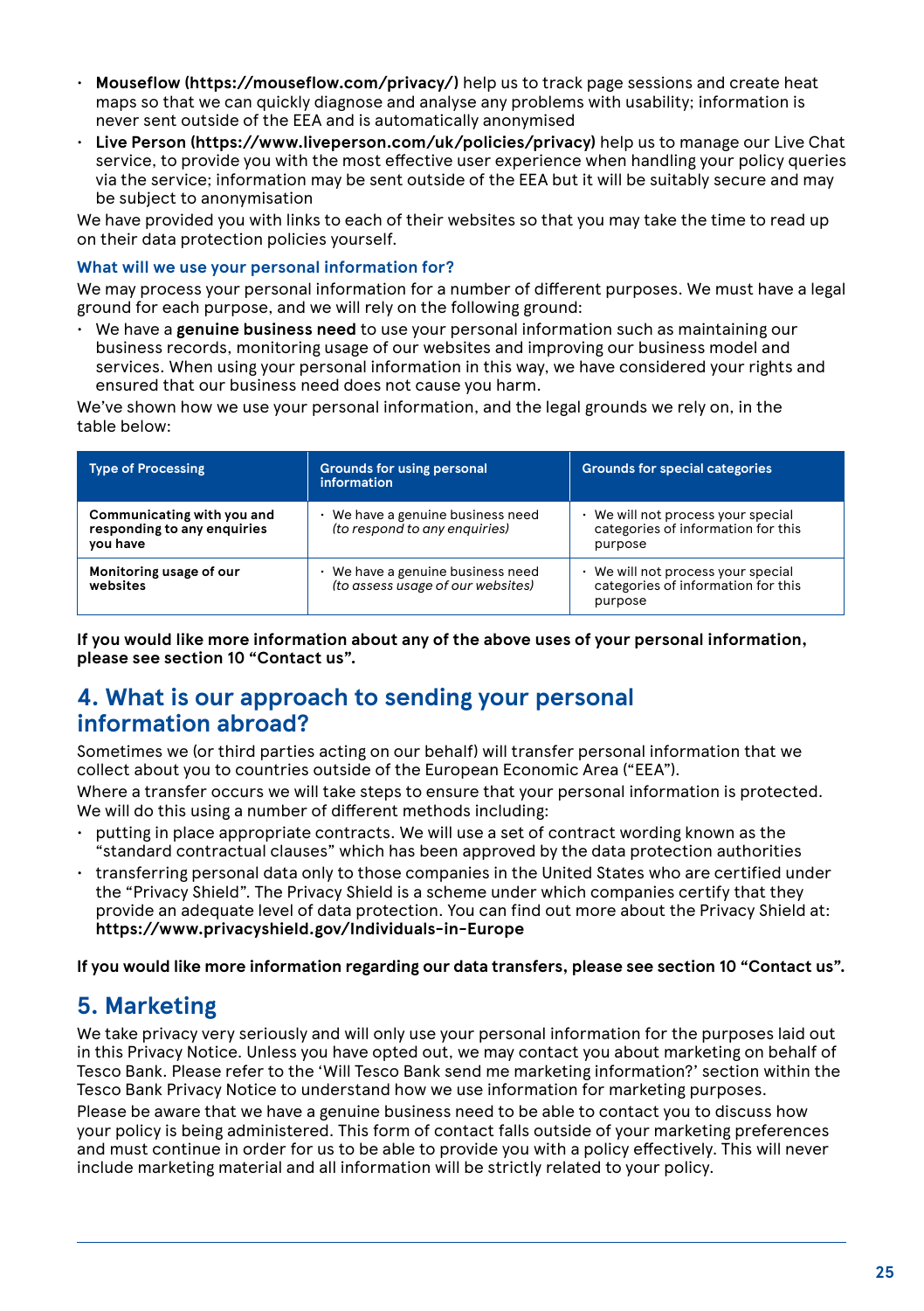- **Mouseflow (https://mouseflow.com/privacy/)** help us to track page sessions and create heat maps so that we can quickly diagnose and analyse any problems with usability; information is never sent outside of the EEA and is automatically anonymised
- **Live Person (https://www.liveperson.com/uk/policies/privacy)** help us to manage our Live Chat service, to provide you with the most effective user experience when handling your policy queries via the service; information may be sent outside of the EEA but it will be suitably secure and may be subject to anonymisation

We have provided you with links to each of their websites so that you may take the time to read up on their data protection policies yourself.

### What will we use your personal information for?

We may process your personal information for a number of different purposes. We must have a legal ground for each purpose, and we will rely on the following ground:

- We have a **genuine business need** to use your personal information such as maintaining our business records, monitoring usage of our websites and improving our business model and services. When using your personal information in this way, we have considered your rights and ensured that our business need does not cause you harm.

We've shown how we use your personal information, and the legal grounds we rely on, in the table below:

| Type of Processing | Grounds for using personal information | Grounds for special categories |
|---|---|---|
| **Communicating with you and responding to any enquiries you have** | • We have a genuine business need *(to respond to any enquiries)* | • We will not process your special categories of information for this purpose |
| **Monitoring usage of our websites** | • We have a genuine business need *(to assess usage of our websites)* | • We will not process your special categories of information for this purpose |

**If you would like more information about any of the above uses of your personal information, please see section 10 "Contact us".**

## 4. What is our approach to sending your personal information abroad?

Sometimes we (or third parties acting on our behalf) will transfer personal information that we collect about you to countries outside of the European Economic Area ("EEA").

Where a transfer occurs we will take steps to ensure that your personal information is protected. We will do this using a number of different methods including:

- putting in place appropriate contracts. We will use a set of contract wording known as the "standard contractual clauses" which has been approved by the data protection authorities
- transferring personal data only to those companies in the United States who are certified under the "Privacy Shield". The Privacy Shield is a scheme under which companies certify that they provide an adequate level of data protection. You can find out more about the Privacy Shield at: **https://www.privacyshield.gov/Individuals-in-Europe**

**If you would like more information regarding our data transfers, please see section 10 "Contact us".**

## 5. Marketing

We take privacy very seriously and will only use your personal information for the purposes laid out in this Privacy Notice. Unless you have opted out, we may contact you about marketing on behalf of Tesco Bank. Please refer to the 'Will Tesco Bank send me marketing information?' section within the Tesco Bank Privacy Notice to understand how we use information for marketing purposes.

Please be aware that we have a genuine business need to be able to contact you to discuss how your policy is being administered. This form of contact falls outside of your marketing preferences and must continue in order for us to be able to provide you with a policy effectively. This will never include marketing material and all information will be strictly related to your policy.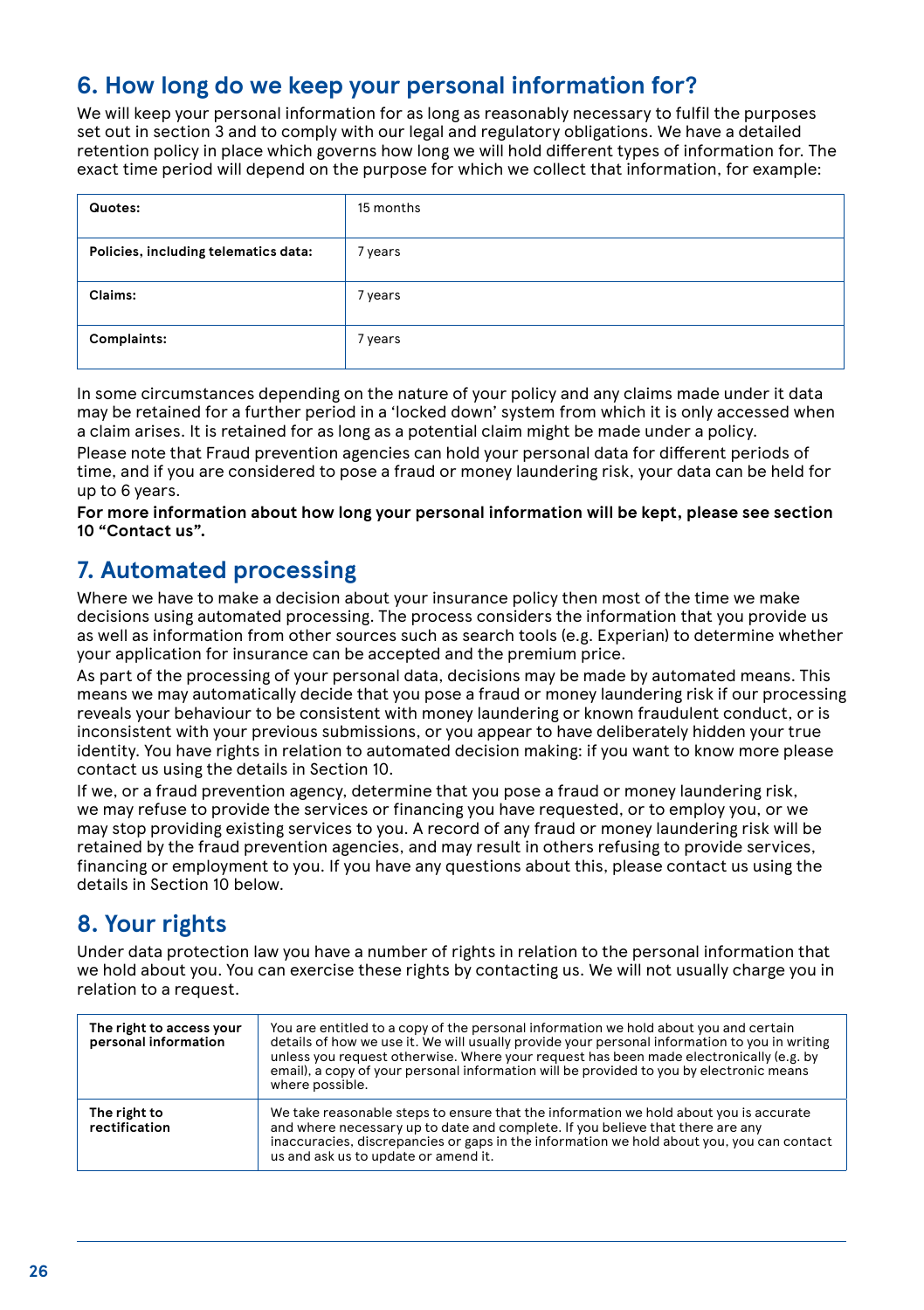## 6. How long do we keep your personal information for?

We will keep your personal information for as long as reasonably necessary to fulfil the purposes set out in section 3 and to comply with our legal and regulatory obligations. We have a detailed retention policy in place which governs how long we will hold different types of information for. The exact time period will depend on the purpose for which we collect that information, for example:

| | |
|---|---|
| **Quotes:** | 15 months |
| **Policies, including telematics data:** | 7 years |
| **Claims:** | 7 years |
| **Complaints:** | 7 years |

In some circumstances depending on the nature of your policy and any claims made under it data may be retained for a further period in a 'locked down' system from which it is only accessed when a claim arises. It is retained for as long as a potential claim might be made under a policy.

Please note that Fraud prevention agencies can hold your personal data for different periods of time, and if you are considered to pose a fraud or money laundering risk, your data can be held for up to 6 years.

**For more information about how long your personal information will be kept, please see section 10 "Contact us".**

## 7. Automated processing

Where we have to make a decision about your insurance policy then most of the time we make decisions using automated processing. The process considers the information that you provide us as well as information from other sources such as search tools (e.g. Experian) to determine whether your application for insurance can be accepted and the premium price.

As part of the processing of your personal data, decisions may be made by automated means. This means we may automatically decide that you pose a fraud or money laundering risk if our processing reveals your behaviour to be consistent with money laundering or known fraudulent conduct, or is inconsistent with your previous submissions, or you appear to have deliberately hidden your true identity. You have rights in relation to automated decision making: if you want to know more please contact us using the details in Section 10.

If we, or a fraud prevention agency, determine that you pose a fraud or money laundering risk, we may refuse to provide the services or financing you have requested, or to employ you, or we may stop providing existing services to you. A record of any fraud or money laundering risk will be retained by the fraud prevention agencies, and may result in others refusing to provide services, financing or employment to you. If you have any questions about this, please contact us using the details in Section 10 below.

## 8. Your rights

Under data protection law you have a number of rights in relation to the personal information that we hold about you. You can exercise these rights by contacting us. We will not usually charge you in relation to a request.

| | |
|---|---|
| **The right to access your personal information** | You are entitled to a copy of the personal information we hold about you and certain details of how we use it. We will usually provide your personal information to you in writing unless you request otherwise. Where your request has been made electronically (e.g. by email), a copy of your personal information will be provided to you by electronic means where possible. |
| **The right to rectification** | We take reasonable steps to ensure that the information we hold about you is accurate and where necessary up to date and complete. If you believe that there are any inaccuracies, discrepancies or gaps in the information we hold about you, you can contact us and ask us to update or amend it. |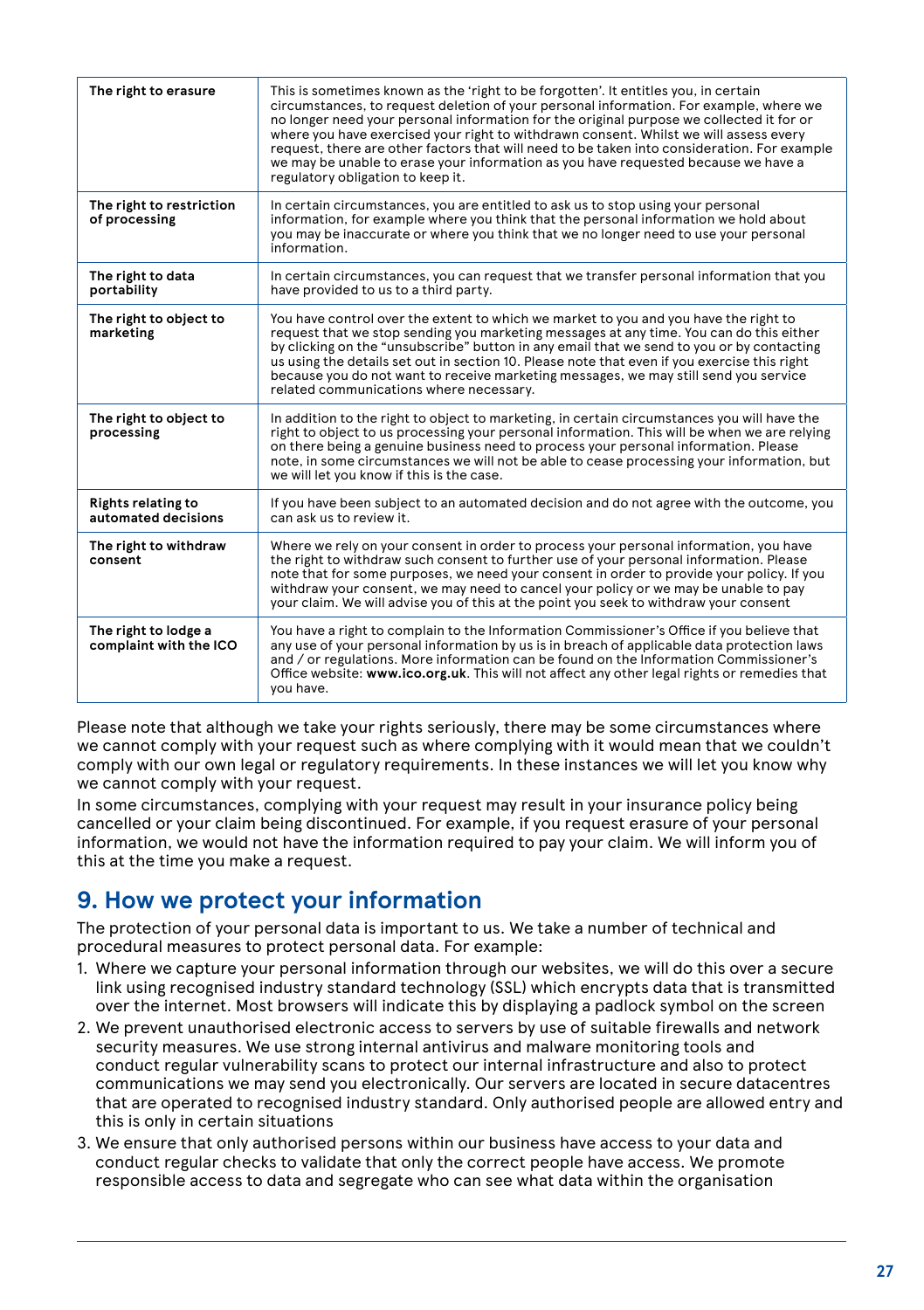| | |
|---|---|
| **The right to erasure** | This is sometimes known as the 'right to be forgotten'. It entitles you, in certain circumstances, to request deletion of your personal information. For example, where we no longer need your personal information for the original purpose we collected it for or where you have exercised your right to withdrawn consent. Whilst we will assess every request, there are other factors that will need to be taken into consideration. For example we may be unable to erase your information as you have requested because we have a regulatory obligation to keep it. |
| **The right to restriction of processing** | In certain circumstances, you are entitled to ask us to stop using your personal information, for example where you think that the personal information we hold about you may be inaccurate or where you think that we no longer need to use your personal information. |
| **The right to data portability** | In certain circumstances, you can request that we transfer personal information that you have provided to us to a third party. |
| **The right to object to marketing** | You have control over the extent to which we market to you and you have the right to request that we stop sending you marketing messages at any time. You can do this either by clicking on the "unsubscribe" button in any email that we send to you or by contacting us using the details set out in section 10. Please note that even if you exercise this right because you do not want to receive marketing messages, we may still send you service related communications where necessary. |
| **The right to object to processing** | In addition to the right to object to marketing, in certain circumstances you will have the right to object to us processing your personal information. This will be when we are relying on there being a genuine business need to process your personal information. Please note, in some circumstances we will not be able to cease processing your information, but we will let you know if this is the case. |
| **Rights relating to automated decisions** | If you have been subject to an automated decision and do not agree with the outcome, you can ask us to review it. |
| **The right to withdraw consent** | Where we rely on your consent in order to process your personal information, you have the right to withdraw such consent to further use of your personal information. Please note that for some purposes, we need your consent in order to provide your policy. If you withdraw your consent, we may need to cancel your policy or we may be unable to pay your claim. We will advise you of this at the point you seek to withdraw your consent |
| **The right to lodge a complaint with the ICO** | You have a right to complain to the Information Commissioner's Office if you believe that any use of your personal information by us is in breach of applicable data protection laws and / or regulations. More information can be found on the Information Commissioner's Office website: **www.ico.org.uk**. This will not affect any other legal rights or remedies that you have. |

Please note that although we take your rights seriously, there may be some circumstances where we cannot comply with your request such as where complying with it would mean that we couldn't comply with our own legal or regulatory requirements. In these instances we will let you know why we cannot comply with your request.

In some circumstances, complying with your request may result in your insurance policy being cancelled or your claim being discontinued. For example, if you request erasure of your personal information, we would not have the information required to pay your claim. We will inform you of this at the time you make a request.

## 9. How we protect your information

The protection of your personal data is important to us. We take a number of technical and procedural measures to protect personal data. For example:

1. Where we capture your personal information through our websites, we will do this over a secure link using recognised industry standard technology (SSL) which encrypts data that is transmitted over the internet. Most browsers will indicate this by displaying a padlock symbol on the screen
2. We prevent unauthorised electronic access to servers by use of suitable firewalls and network security measures. We use strong internal antivirus and malware monitoring tools and conduct regular vulnerability scans to protect our internal infrastructure and also to protect communications we may send you electronically. Our servers are located in secure datacentres that are operated to recognised industry standard. Only authorised people are allowed entry and this is only in certain situations
3. We ensure that only authorised persons within our business have access to your data and conduct regular checks to validate that only the correct people have access. We promote responsible access to data and segregate who can see what data within the organisation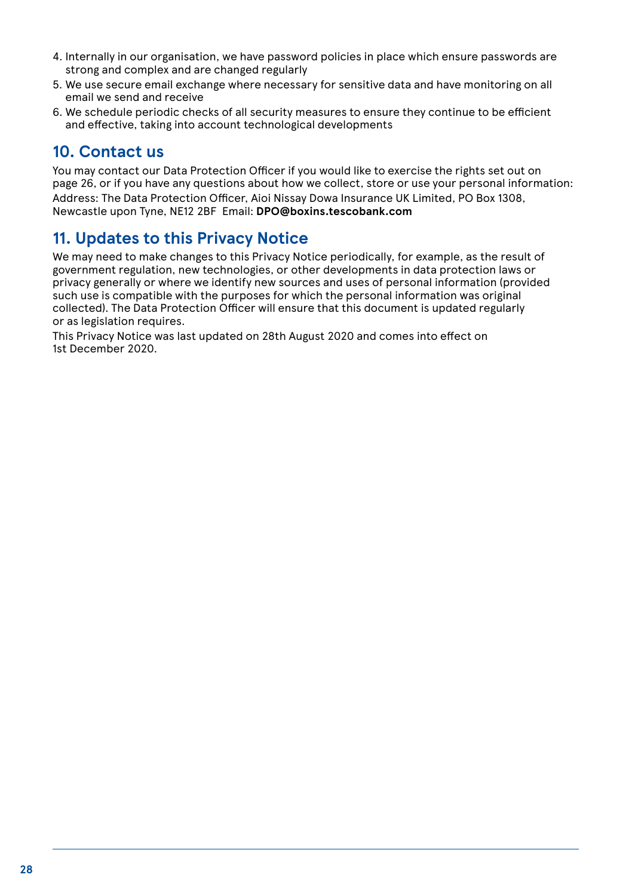4. Internally in our organisation, we have password policies in place which ensure passwords are strong and complex and are changed regularly
5. We use secure email exchange where necessary for sensitive data and have monitoring on all email we send and receive
6. We schedule periodic checks of all security measures to ensure they continue to be efficient and effective, taking into account technological developments

## 10. Contact us

You may contact our Data Protection Officer if you would like to exercise the rights set out on page 26, or if you have any questions about how we collect, store or use your personal information: Address: The Data Protection Officer, Aioi Nissay Dowa Insurance UK Limited, PO Box 1308, Newcastle upon Tyne, NE12 2BF Email: **DPO@boxins.tescobank.com**

## 11. Updates to this Privacy Notice

We may need to make changes to this Privacy Notice periodically, for example, as the result of government regulation, new technologies, or other developments in data protection laws or privacy generally or where we identify new sources and uses of personal information (provided such use is compatible with the purposes for which the personal information was original collected). The Data Protection Officer will ensure that this document is updated regularly or as legislation requires.

This Privacy Notice was last updated on 28th August 2020 and comes into effect on 1st December 2020.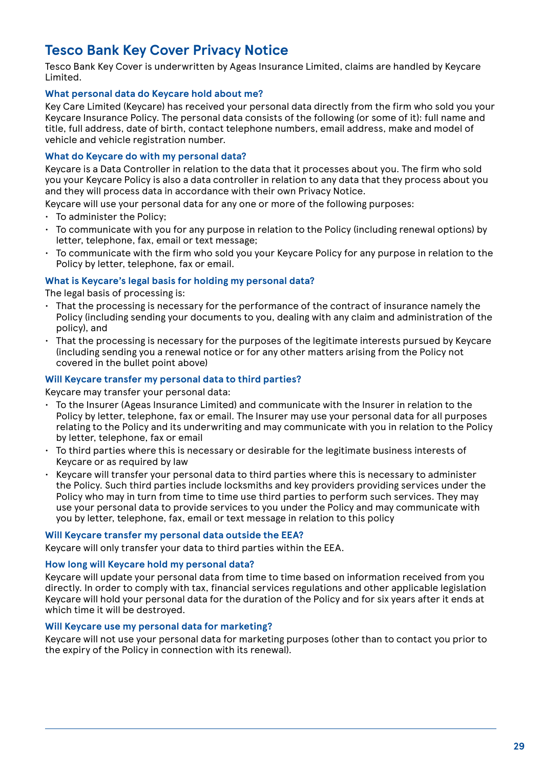## Tesco Bank Key Cover Privacy Notice

Tesco Bank Key Cover is underwritten by Ageas Insurance Limited, claims are handled by Keycare Limited.

### What personal data do Keycare hold about me?

Key Care Limited (Keycare) has received your personal data directly from the firm who sold you your Keycare Insurance Policy. The personal data consists of the following (or some of it): full name and title, full address, date of birth, contact telephone numbers, email address, make and model of vehicle and vehicle registration number.

### What do Keycare do with my personal data?

Keycare is a Data Controller in relation to the data that it processes about you. The firm who sold you your Keycare Policy is also a data controller in relation to any data that they process about you and they will process data in accordance with their own Privacy Notice.

Keycare will use your personal data for any one or more of the following purposes:

- To administer the Policy;
- To communicate with you for any purpose in relation to the Policy (including renewal options) by letter, telephone, fax, email or text message;
- To communicate with the firm who sold you your Keycare Policy for any purpose in relation to the Policy by letter, telephone, fax or email.

### What is Keycare's legal basis for holding my personal data?

The legal basis of processing is:

- That the processing is necessary for the performance of the contract of insurance namely the Policy (including sending your documents to you, dealing with any claim and administration of the policy), and
- That the processing is necessary for the purposes of the legitimate interests pursued by Keycare (including sending you a renewal notice or for any other matters arising from the Policy not covered in the bullet point above)

### Will Keycare transfer my personal data to third parties?

Keycare may transfer your personal data:

- To the Insurer (Ageas Insurance Limited) and communicate with the Insurer in relation to the Policy by letter, telephone, fax or email. The Insurer may use your personal data for all purposes relating to the Policy and its underwriting and may communicate with you in relation to the Policy by letter, telephone, fax or email
- To third parties where this is necessary or desirable for the legitimate business interests of Keycare or as required by law
- Keycare will transfer your personal data to third parties where this is necessary to administer the Policy. Such third parties include locksmiths and key providers providing services under the Policy who may in turn from time to time use third parties to perform such services. They may use your personal data to provide services to you under the Policy and may communicate with you by letter, telephone, fax, email or text message in relation to this policy

### Will Keycare transfer my personal data outside the EEA?

Keycare will only transfer your data to third parties within the EEA.

### How long will Keycare hold my personal data?

Keycare will update your personal data from time to time based on information received from you directly. In order to comply with tax, financial services regulations and other applicable legislation Keycare will hold your personal data for the duration of the Policy and for six years after it ends at which time it will be destroyed.

### Will Keycare use my personal data for marketing?

Keycare will not use your personal data for marketing purposes (other than to contact you prior to the expiry of the Policy in connection with its renewal).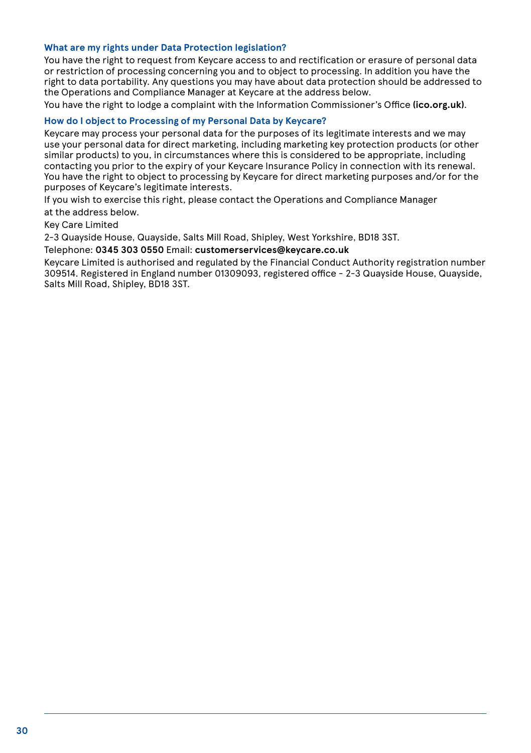### What are my rights under Data Protection legislation?

You have the right to request from Keycare access to and rectification or erasure of personal data or restriction of processing concerning you and to object to processing. In addition you have the right to data portability. Any questions you may have about data protection should be addressed to the Operations and Compliance Manager at Keycare at the address below.

You have the right to lodge a complaint with the Information Commissioner's Office **(ico.org.uk)**.

### How do I object to Processing of my Personal Data by Keycare?

Keycare may process your personal data for the purposes of its legitimate interests and we may use your personal data for direct marketing, including marketing key protection products (or other similar products) to you, in circumstances where this is considered to be appropriate, including contacting you prior to the expiry of your Keycare Insurance Policy in connection with its renewal. You have the right to object to processing by Keycare for direct marketing purposes and/or for the purposes of Keycare's legitimate interests.

If you wish to exercise this right, please contact the Operations and Compliance Manager at the address below.

Key Care Limited

2-3 Quayside House, Quayside, Salts Mill Road, Shipley, West Yorkshire, BD18 3ST.

Telephone: **0345 303 0550** Email: **customerservices@keycare.co.uk**

Keycare Limited is authorised and regulated by the Financial Conduct Authority registration number 309514. Registered in England number 01309093, registered office - 2-3 Quayside House, Quayside, Salts Mill Road, Shipley, BD18 3ST.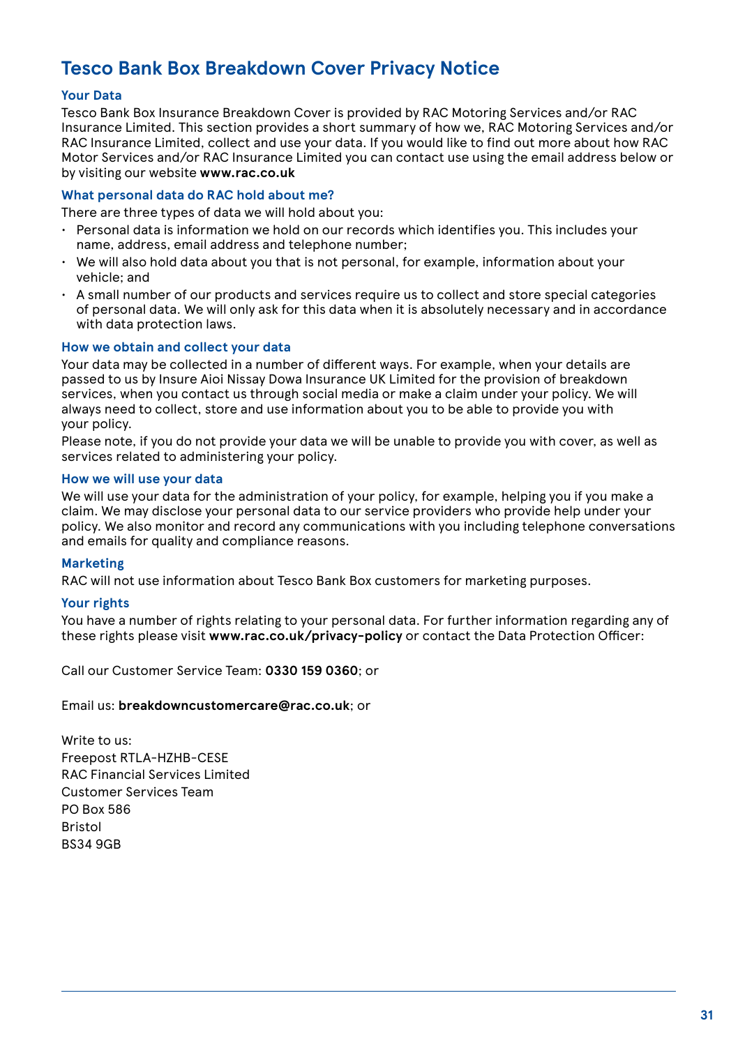# Tesco Bank Box Breakdown Cover Privacy Notice

### Your Data

Tesco Bank Box Insurance Breakdown Cover is provided by RAC Motoring Services and/or RAC Insurance Limited. This section provides a short summary of how we, RAC Motoring Services and/or RAC Insurance Limited, collect and use your data. If you would like to find out more about how RAC Motor Services and/or RAC Insurance Limited you can contact use using the email address below or by visiting our website **www.rac.co.uk**

### What personal data do RAC hold about me?

There are three types of data we will hold about you:

- Personal data is information we hold on our records which identifies you. This includes your name, address, email address and telephone number;
- We will also hold data about you that is not personal, for example, information about your vehicle; and
- A small number of our products and services require us to collect and store special categories of personal data. We will only ask for this data when it is absolutely necessary and in accordance with data protection laws.

### How we obtain and collect your data

Your data may be collected in a number of different ways. For example, when your details are passed to us by Insure Aioi Nissay Dowa Insurance UK Limited for the provision of breakdown services, when you contact us through social media or make a claim under your policy. We will always need to collect, store and use information about you to be able to provide you with your policy.

Please note, if you do not provide your data we will be unable to provide you with cover, as well as services related to administering your policy.

### How we will use your data

We will use your data for the administration of your policy, for example, helping you if you make a claim. We may disclose your personal data to our service providers who provide help under your policy. We also monitor and record any communications with you including telephone conversations and emails for quality and compliance reasons.

### Marketing

RAC will not use information about Tesco Bank Box customers for marketing purposes.

### Your rights

You have a number of rights relating to your personal data. For further information regarding any of these rights please visit **www.rac.co.uk/privacy-policy** or contact the Data Protection Officer:

Call our Customer Service Team: **0330 159 0360**; or

Email us: **breakdowncustomercare@rac.co.uk**; or

Write to us:
Freepost RTLA-HZHB-CESE
RAC Financial Services Limited
Customer Services Team
PO Box 586
Bristol
BS34 9GB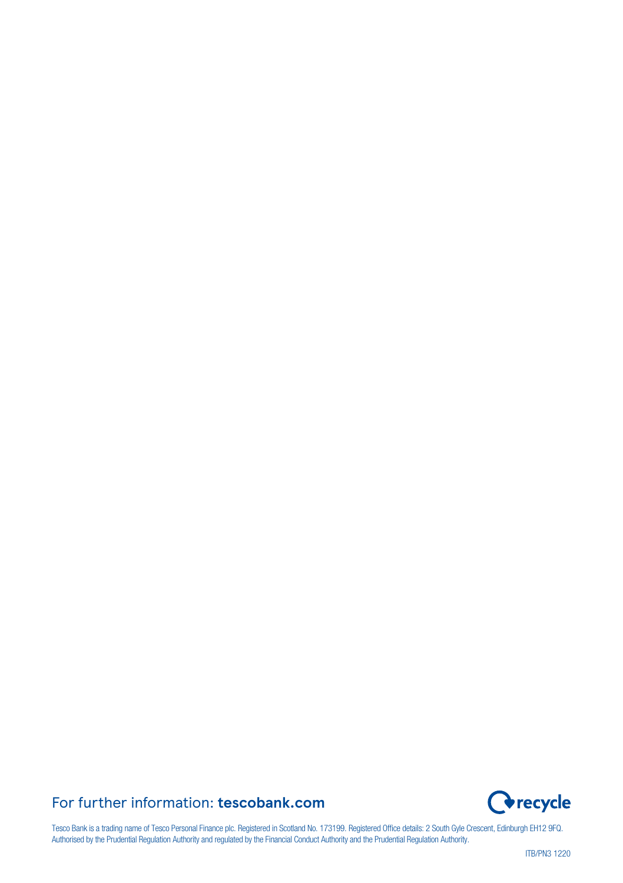For further information: **tescobank.com**

recycle

Tesco Bank is a trading name of Tesco Personal Finance plc. Registered in Scotland No. 173199. Registered Office details: 2 South Gyle Crescent, Edinburgh EH12 9FQ. Authorised by the Prudential Regulation Authority and regulated by the Financial Conduct Authority and the Prudential Regulation Authority.

ITB/PN3 1220